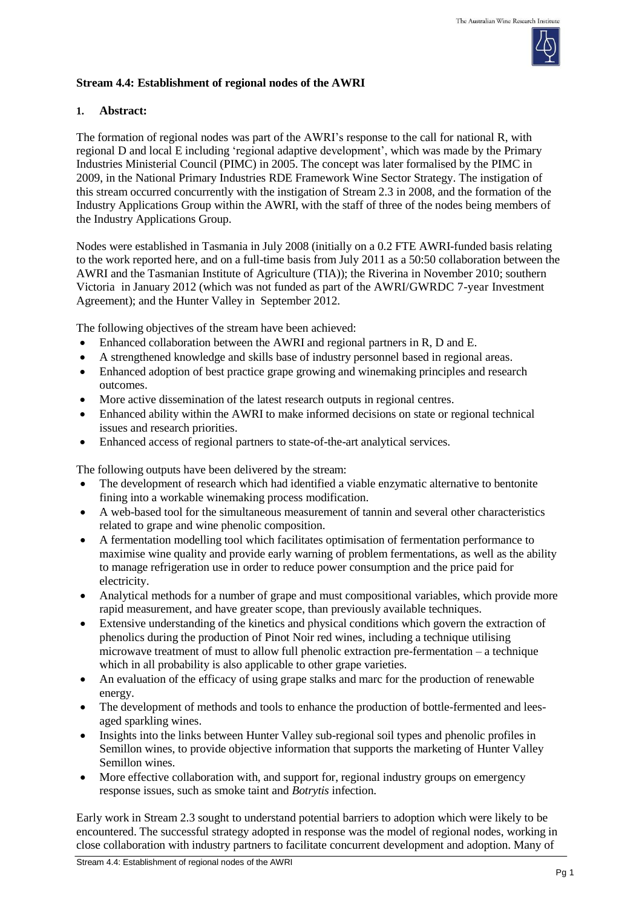**Stream 4.4: Establishment of regional nodes of the AWRI**

**1. Abstract:**

The formation of regional nodes was part of the AWRI's response to the call for national R, with regional D and local E including 'regional adaptive development', which was made by the Primary Industries Ministerial Council (PIMC) in 2005. The concept was later formalised by the PIMC in 2009, in the National Primary Industries RDE Framework Wine Sector Strategy. The instigation of this stream occurred concurrently with the instigation of Stream 2.3 in 2008, and the formation of the Industry Applications Group within the AWRI, with the staff of three of the nodes being members of the Industry Applications Group.

Nodes were established in Tasmania in July 2008 (initially on a 0.2 FTE AWRI-funded basis relating to the work reported here, and on a full-time basis from July 2011 as a 50:50 collaboration between the AWRI and the Tasmanian Institute of Agriculture (TIA)); the Riverina in November 2010; southern Victoria in January 2012 (which was not funded as part of the AWRI/GWRDC 7-year Investment Agreement); and the Hunter Valley in September 2012.

The following objectives of the stream have been achieved:

- Enhanced collaboration between the AWRI and regional partners in R, D and E.
- A strengthened knowledge and skills base of industry personnel based in regional areas.
- Enhanced adoption of best practice grape growing and winemaking principles and research outcomes.
- More active dissemination of the latest research outputs in regional centres.
- Enhanced ability within the AWRI to make informed decisions on state or regional technical issues and research priorities.
- Enhanced access of regional partners to state-of-the-art analytical services.

The following outputs have been delivered by the stream:

- The development of research which had identified a viable enzymatic alternative to bentonite fining into a workable winemaking process modification.
- A web-based tool for the simultaneous measurement of tannin and several other characteristics related to grape and wine phenolic composition.
- A fermentation modelling tool which facilitates optimisation of fermentation performance to maximise wine quality and provide early warning of problem fermentations, as well as the ability to manage refrigeration use in order to reduce power consumption and the price paid for electricity.
- Analytical methods for a number of grape and must compositional variables, which provide more rapid measurement, and have greater scope, than previously available techniques.
- Extensive understanding of the kinetics and physical conditions which govern the extraction of phenolics during the production of Pinot Noir red wines, including a technique utilising microwave treatment of must to allow full phenolic extraction pre-fermentation – a technique which in all probability is also applicable to other grape varieties.
- An evaluation of the efficacy of using grape stalks and marc for the production of renewable energy.
- The development of methods and tools to enhance the production of bottle-fermented and lees-aged sparkling wines.
- Insights into the links between Hunter Valley sub-regional soil types and phenolic profiles in Semillon wines, to provide objective information that supports the marketing of Hunter Valley Semillon wines.
- More effective collaboration with, and support for, regional industry groups on emergency response issues, such as smoke taint and *Botrytis* infection.

Early work in Stream 2.3 sought to understand potential barriers to adoption which were likely to be encountered. The successful strategy adopted in response was the model of regional nodes, working in close collaboration with industry partners to facilitate concurrent development and adoption. Many of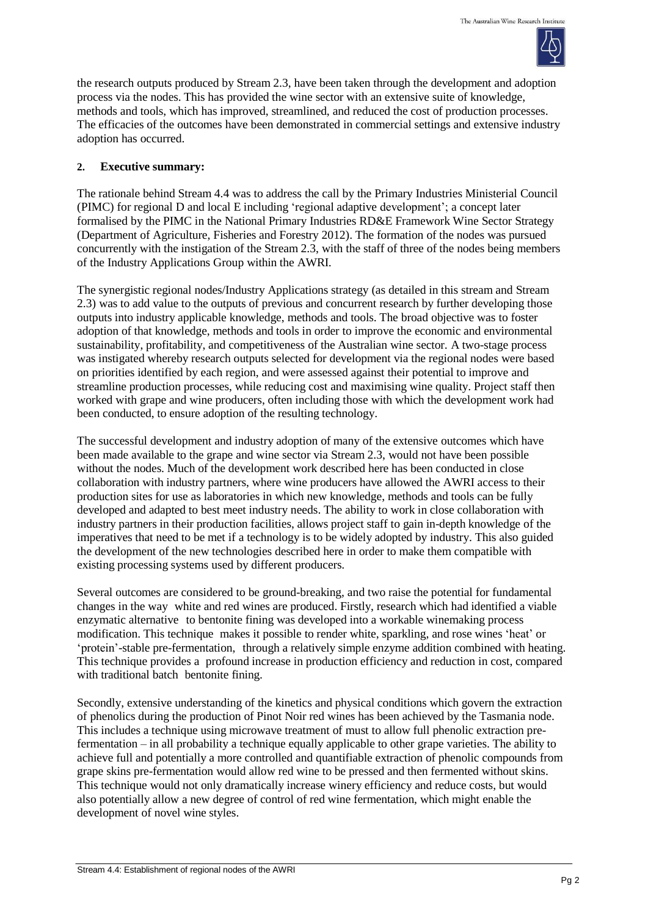the research outputs produced by Stream 2.3, have been taken through the development and adoption process via the nodes. This has provided the wine sector with an extensive suite of knowledge, methods and tools, which has improved, streamlined, and reduced the cost of production processes. The efficacies of the outcomes have been demonstrated in commercial settings and extensive industry adoption has occurred.

## 2. Executive summary:

The rationale behind Stream 4.4 was to address the call by the Primary Industries Ministerial Council (PIMC) for regional D and local E including 'regional adaptive development'; a concept later formalised by the PIMC in the National Primary Industries RD&E Framework Wine Sector Strategy (Department of Agriculture, Fisheries and Forestry 2012). The formation of the nodes was pursued concurrently with the instigation of the Stream 2.3, with the staff of three of the nodes being members of the Industry Applications Group within the AWRI.

The synergistic regional nodes/Industry Applications strategy (as detailed in this stream and Stream 2.3) was to add value to the outputs of previous and concurrent research by further developing those outputs into industry applicable knowledge, methods and tools. The broad objective was to foster adoption of that knowledge, methods and tools in order to improve the economic and environmental sustainability, profitability, and competitiveness of the Australian wine sector. A two-stage process was instigated whereby research outputs selected for development via the regional nodes were based on priorities identified by each region, and were assessed against their potential to improve and streamline production processes, while reducing cost and maximising wine quality. Project staff then worked with grape and wine producers, often including those with which the development work had been conducted, to ensure adoption of the resulting technology.

The successful development and industry adoption of many of the extensive outcomes which have been made available to the grape and wine sector via Stream 2.3, would not have been possible without the nodes. Much of the development work described here has been conducted in close collaboration with industry partners, where wine producers have allowed the AWRI access to their production sites for use as laboratories in which new knowledge, methods and tools can be fully developed and adapted to best meet industry needs. The ability to work in close collaboration with industry partners in their production facilities, allows project staff to gain in-depth knowledge of the imperatives that need to be met if a technology is to be widely adopted by industry. This also guided the development of the new technologies described here in order to make them compatible with existing processing systems used by different producers.

Several outcomes are considered to be ground-breaking, and two raise the potential for fundamental changes in the way white and red wines are produced. Firstly, research which had identified a viable enzymatic alternative to bentonite fining was developed into a workable winemaking process modification. This technique makes it possible to render white, sparkling, and rose wines 'heat' or 'protein'-stable pre-fermentation, through a relatively simple enzyme addition combined with heating. This technique provides a profound increase in production efficiency and reduction in cost, compared with traditional batch bentonite fining.

Secondly, extensive understanding of the kinetics and physical conditions which govern the extraction of phenolics during the production of Pinot Noir red wines has been achieved by the Tasmania node. This includes a technique using microwave treatment of must to allow full phenolic extraction pre-fermentation – in all probability a technique equally applicable to other grape varieties. The ability to achieve full and potentially a more controlled and quantifiable extraction of phenolic compounds from grape skins pre-fermentation would allow red wine to be pressed and then fermented without skins. This technique would not only dramatically increase winery efficiency and reduce costs, but would also potentially allow a new degree of control of red wine fermentation, which might enable the development of novel wine styles.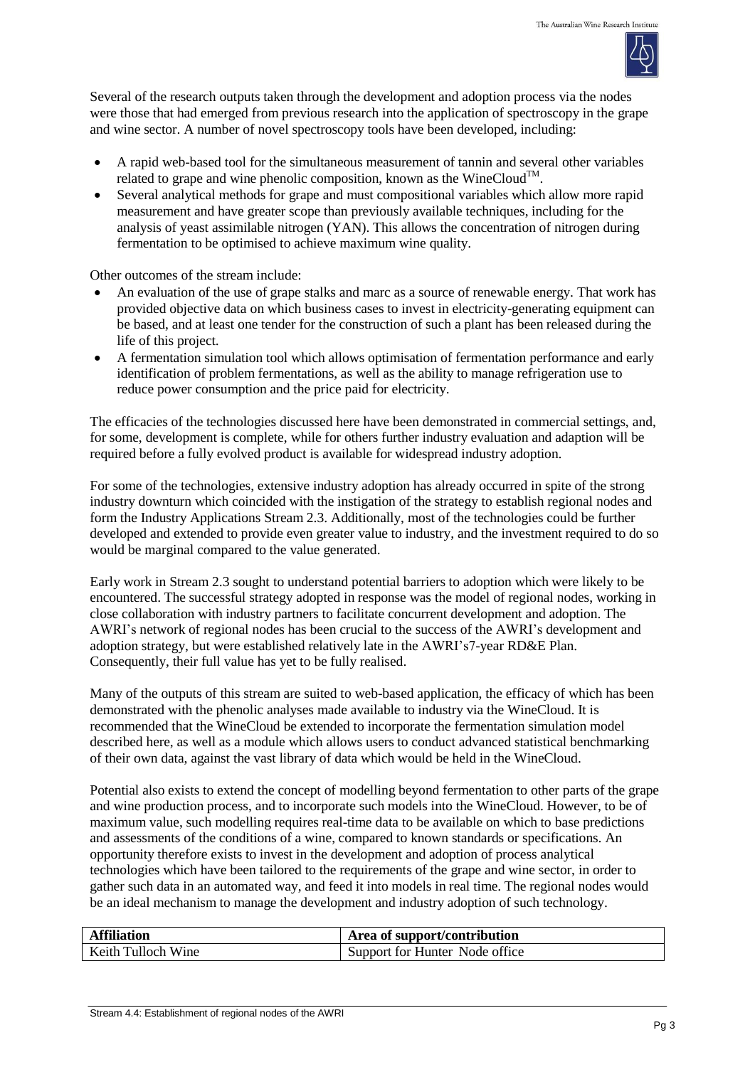Several of the research outputs taken through the development and adoption process via the nodes were those that had emerged from previous research into the application of spectroscopy in the grape and wine sector. A number of novel spectroscopy tools have been developed, including:

- A rapid web-based tool for the simultaneous measurement of tannin and several other variables related to grape and wine phenolic composition, known as the WineCloud$^{TM}$.
- Several analytical methods for grape and must compositional variables which allow more rapid measurement and have greater scope than previously available techniques, including for the analysis of yeast assimilable nitrogen (YAN). This allows the concentration of nitrogen during fermentation to be optimised to achieve maximum wine quality.

Other outcomes of the stream include:

- An evaluation of the use of grape stalks and marc as a source of renewable energy. That work has provided objective data on which business cases to invest in electricity-generating equipment can be based, and at least one tender for the construction of such a plant has been released during the life of this project.
- A fermentation simulation tool which allows optimisation of fermentation performance and early identification of problem fermentations, as well as the ability to manage refrigeration use to reduce power consumption and the price paid for electricity.

The efficacies of the technologies discussed here have been demonstrated in commercial settings, and, for some, development is complete, while for others further industry evaluation and adaption will be required before a fully evolved product is available for widespread industry adoption.

For some of the technologies, extensive industry adoption has already occurred in spite of the strong industry downturn which coincided with the instigation of the strategy to establish regional nodes and form the Industry Applications Stream 2.3. Additionally, most of the technologies could be further developed and extended to provide even greater value to industry, and the investment required to do so would be marginal compared to the value generated.

Early work in Stream 2.3 sought to understand potential barriers to adoption which were likely to be encountered. The successful strategy adopted in response was the model of regional nodes, working in close collaboration with industry partners to facilitate concurrent development and adoption. The AWRI's network of regional nodes has been crucial to the success of the AWRI's development and adoption strategy, but were established relatively late in the AWRI's7-year RD&E Plan. Consequently, their full value has yet to be fully realised.

Many of the outputs of this stream are suited to web-based application, the efficacy of which has been demonstrated with the phenolic analyses made available to industry via the WineCloud. It is recommended that the WineCloud be extended to incorporate the fermentation simulation model described here, as well as a module which allows users to conduct advanced statistical benchmarking of their own data, against the vast library of data which would be held in the WineCloud.

Potential also exists to extend the concept of modelling beyond fermentation to other parts of the grape and wine production process, and to incorporate such models into the WineCloud. However, to be of maximum value, such modelling requires real-time data to be available on which to base predictions and assessments of the conditions of a wine, compared to known standards or specifications. An opportunity therefore exists to invest in the development and adoption of process analytical technologies which have been tailored to the requirements of the grape and wine sector, in order to gather such data in an automated way, and feed it into models in real time. The regional nodes would be an ideal mechanism to manage the development and industry adoption of such technology.

| Affiliation | Area of support/contribution |
|---|---|
| Keith Tulloch Wine | Support for Hunter Node office |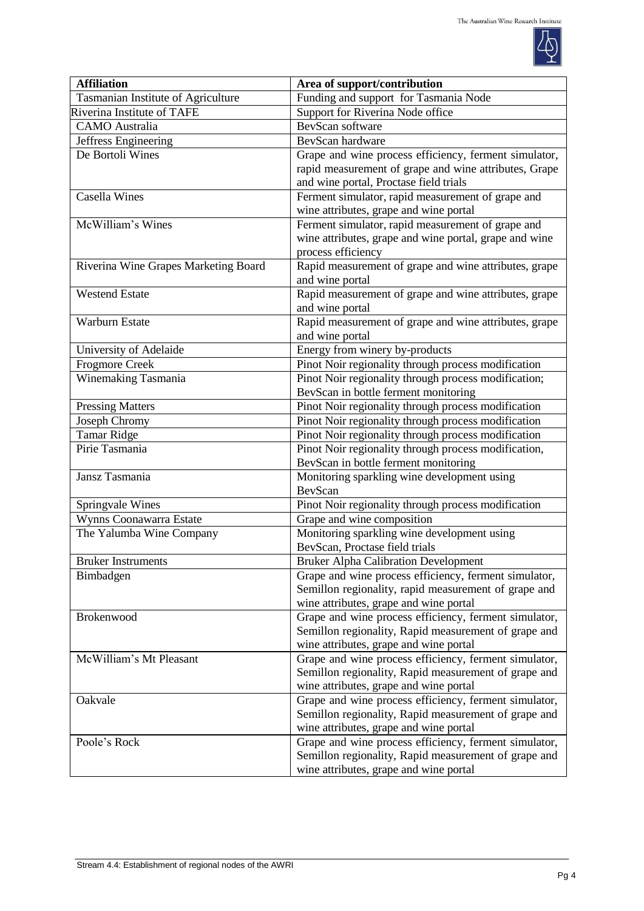| Affiliation | Area of support/contribution |
|---|---|
| Tasmanian Institute of Agriculture | Funding and support for Tasmania Node |
| Riverina Institute of TAFE | Support for Riverina Node office |
| CAMO Australia | BevScan software |
| Jeffress Engineering | BevScan hardware |
| De Bortoli Wines | Grape and wine process efficiency, ferment simulator, rapid measurement of grape and wine attributes, Grape and wine portal, Proctase field trials |
| Casella Wines | Ferment simulator, rapid measurement of grape and wine attributes, grape and wine portal |
| McWilliam's Wines | Ferment simulator, rapid measurement of grape and wine attributes, grape and wine portal, grape and wine process efficiency |
| Riverina Wine Grapes Marketing Board | Rapid measurement of grape and wine attributes, grape and wine portal |
| Westend Estate | Rapid measurement of grape and wine attributes, grape and wine portal |
| Warburn Estate | Rapid measurement of grape and wine attributes, grape and wine portal |
| University of Adelaide | Energy from winery by-products |
| Frogmore Creek | Pinot Noir regionality through process modification |
| Winemaking Tasmania | Pinot Noir regionality through process modification; BevScan in bottle ferment monitoring |
| Pressing Matters | Pinot Noir regionality through process modification |
| Joseph Chromy | Pinot Noir regionality through process modification |
| Tamar Ridge | Pinot Noir regionality through process modification |
| Pirie Tasmania | Pinot Noir regionality through process modification, BevScan in bottle ferment monitoring |
| Jansz Tasmania | Monitoring sparkling wine development using BevScan |
| Springvale Wines | Pinot Noir regionality through process modification |
| Wynns Coonawarra Estate | Grape and wine composition |
| The Yalumba Wine Company | Monitoring sparkling wine development using BevScan, Proctase field trials |
| Bruker Instruments | Bruker Alpha Calibration Development |
| Bimbadgen | Grape and wine process efficiency, ferment simulator, Semillon regionality, rapid measurement of grape and wine attributes, grape and wine portal |
| Brokenwood | Grape and wine process efficiency, ferment simulator, Semillon regionality, Rapid measurement of grape and wine attributes, grape and wine portal |
| McWilliam's Mt Pleasant | Grape and wine process efficiency, ferment simulator, Semillon regionality, Rapid measurement of grape and wine attributes, grape and wine portal |
| Oakvale | Grape and wine process efficiency, ferment simulator, Semillon regionality, Rapid measurement of grape and wine attributes, grape and wine portal |
| Poole's Rock | Grape and wine process efficiency, ferment simulator, Semillon regionality, Rapid measurement of grape and wine attributes, grape and wine portal |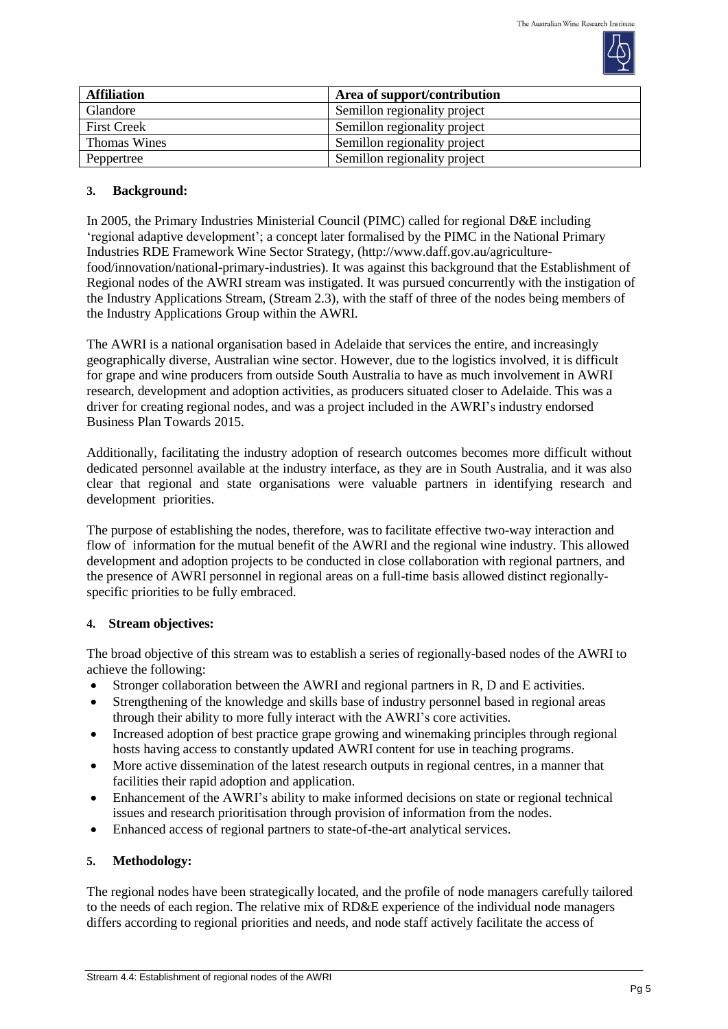| Affiliation | Area of support/contribution |
| --- | --- |
| Glandore | Semillon regionality project |
| First Creek | Semillon regionality project |
| Thomas Wines | Semillon regionality project |
| Peppertree | Semillon regionality project |

### 3. Background:

In 2005, the Primary Industries Ministerial Council (PIMC) called for regional D&E including 'regional adaptive development'; a concept later formalised by the PIMC in the National Primary Industries RDE Framework Wine Sector Strategy, (http://www.daff.gov.au/agriculture-food/innovation/national-primary-industries). It was against this background that the Establishment of Regional nodes of the AWRI stream was instigated. It was pursued concurrently with the instigation of the Industry Applications Stream, (Stream 2.3), with the staff of three of the nodes being members of the Industry Applications Group within the AWRI.

The AWRI is a national organisation based in Adelaide that services the entire, and increasingly geographically diverse, Australian wine sector. However, due to the logistics involved, it is difficult for grape and wine producers from outside South Australia to have as much involvement in AWRI research, development and adoption activities, as producers situated closer to Adelaide. This was a driver for creating regional nodes, and was a project included in the AWRI's industry endorsed Business Plan Towards 2015.

Additionally, facilitating the industry adoption of research outcomes becomes more difficult without dedicated personnel available at the industry interface, as they are in South Australia, and it was also clear that regional and state organisations were valuable partners in identifying research and development priorities.

The purpose of establishing the nodes, therefore, was to facilitate effective two-way interaction and flow of information for the mutual benefit of the AWRI and the regional wine industry. This allowed development and adoption projects to be conducted in close collaboration with regional partners, and the presence of AWRI personnel in regional areas on a full-time basis allowed distinct regionally-specific priorities to be fully embraced.

### 4. Stream objectives:

The broad objective of this stream was to establish a series of regionally-based nodes of the AWRI to achieve the following:

- Stronger collaboration between the AWRI and regional partners in R, D and E activities.
- Strengthening of the knowledge and skills base of industry personnel based in regional areas through their ability to more fully interact with the AWRI's core activities.
- Increased adoption of best practice grape growing and winemaking principles through regional hosts having access to constantly updated AWRI content for use in teaching programs.
- More active dissemination of the latest research outputs in regional centres, in a manner that facilities their rapid adoption and application.
- Enhancement of the AWRI's ability to make informed decisions on state or regional technical issues and research prioritisation through provision of information from the nodes.
- Enhanced access of regional partners to state-of-the-art analytical services.

### 5. Methodology:

The regional nodes have been strategically located, and the profile of node managers carefully tailored to the needs of each region. The relative mix of RD&E experience of the individual node managers differs according to regional priorities and needs, and node staff actively facilitate the access of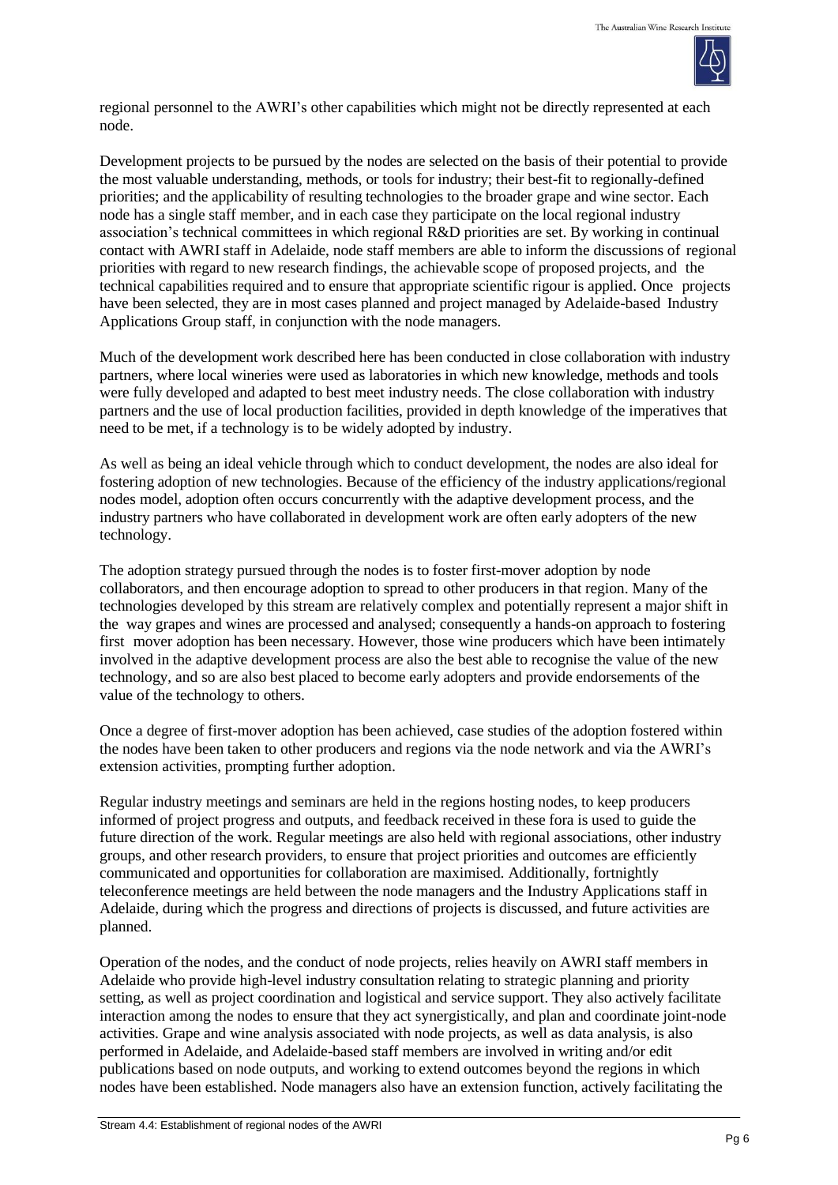regional personnel to the AWRI's other capabilities which might not be directly represented at each node.

Development projects to be pursued by the nodes are selected on the basis of their potential to provide the most valuable understanding, methods, or tools for industry; their best-fit to regionally-defined priorities; and the applicability of resulting technologies to the broader grape and wine sector. Each node has a single staff member, and in each case they participate on the local regional industry association's technical committees in which regional R&D priorities are set. By working in continual contact with AWRI staff in Adelaide, node staff members are able to inform the discussions of regional priorities with regard to new research findings, the achievable scope of proposed projects, and the technical capabilities required and to ensure that appropriate scientific rigour is applied. Once projects have been selected, they are in most cases planned and project managed by Adelaide-based Industry Applications Group staff, in conjunction with the node managers.

Much of the development work described here has been conducted in close collaboration with industry partners, where local wineries were used as laboratories in which new knowledge, methods and tools were fully developed and adapted to best meet industry needs. The close collaboration with industry partners and the use of local production facilities, provided in depth knowledge of the imperatives that need to be met, if a technology is to be widely adopted by industry.

As well as being an ideal vehicle through which to conduct development, the nodes are also ideal for fostering adoption of new technologies. Because of the efficiency of the industry applications/regional nodes model, adoption often occurs concurrently with the adaptive development process, and the industry partners who have collaborated in development work are often early adopters of the new technology.

The adoption strategy pursued through the nodes is to foster first-mover adoption by node collaborators, and then encourage adoption to spread to other producers in that region. Many of the technologies developed by this stream are relatively complex and potentially represent a major shift in the way grapes and wines are processed and analysed; consequently a hands-on approach to fostering first mover adoption has been necessary. However, those wine producers which have been intimately involved in the adaptive development process are also the best able to recognise the value of the new technology, and so are also best placed to become early adopters and provide endorsements of the value of the technology to others.

Once a degree of first-mover adoption has been achieved, case studies of the adoption fostered within the nodes have been taken to other producers and regions via the node network and via the AWRI's extension activities, prompting further adoption.

Regular industry meetings and seminars are held in the regions hosting nodes, to keep producers informed of project progress and outputs, and feedback received in these fora is used to guide the future direction of the work. Regular meetings are also held with regional associations, other industry groups, and other research providers, to ensure that project priorities and outcomes are efficiently communicated and opportunities for collaboration are maximised. Additionally, fortnightly teleconference meetings are held between the node managers and the Industry Applications staff in Adelaide, during which the progress and directions of projects is discussed, and future activities are planned.

Operation of the nodes, and the conduct of node projects, relies heavily on AWRI staff members in Adelaide who provide high-level industry consultation relating to strategic planning and priority setting, as well as project coordination and logistical and service support. They also actively facilitate interaction among the nodes to ensure that they act synergistically, and plan and coordinate joint-node activities. Grape and wine analysis associated with node projects, as well as data analysis, is also performed in Adelaide, and Adelaide-based staff members are involved in writing and/or edit publications based on node outputs, and working to extend outcomes beyond the regions in which nodes have been established. Node managers also have an extension function, actively facilitating the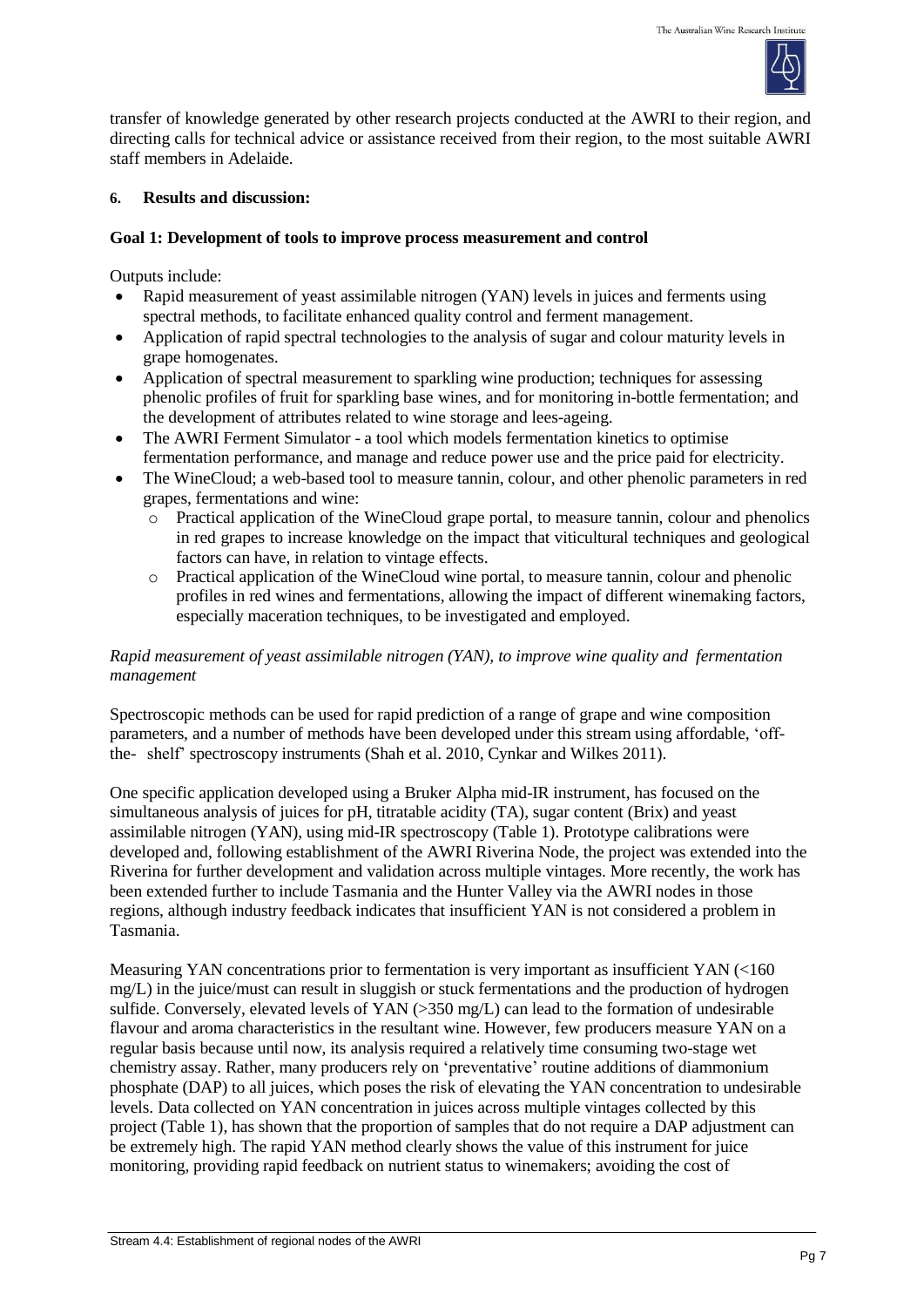transfer of knowledge generated by other research projects conducted at the AWRI to their region, and directing calls for technical advice or assistance received from their region, to the most suitable AWRI staff members in Adelaide.

## 6. Results and discussion:

### Goal 1: Development of tools to improve process measurement and control

Outputs include:

- Rapid measurement of yeast assimilable nitrogen (YAN) levels in juices and ferments using spectral methods, to facilitate enhanced quality control and ferment management.
- Application of rapid spectral technologies to the analysis of sugar and colour maturity levels in grape homogenates.
- Application of spectral measurement to sparkling wine production; techniques for assessing phenolic profiles of fruit for sparkling base wines, and for monitoring in-bottle fermentation; and the development of attributes related to wine storage and lees-ageing.
- The AWRI Ferment Simulator - a tool which models fermentation kinetics to optimise fermentation performance, and manage and reduce power use and the price paid for electricity.
- The WineCloud; a web-based tool to measure tannin, colour, and other phenolic parameters in red grapes, fermentations and wine:
  - Practical application of the WineCloud grape portal, to measure tannin, colour and phenolics in red grapes to increase knowledge on the impact that viticultural techniques and geological factors can have, in relation to vintage effects.
  - Practical application of the WineCloud wine portal, to measure tannin, colour and phenolic profiles in red wines and fermentations, allowing the impact of different winemaking factors, especially maceration techniques, to be investigated and employed.

*Rapid measurement of yeast assimilable nitrogen (YAN), to improve wine quality and fermentation management*

Spectroscopic methods can be used for rapid prediction of a range of grape and wine composition parameters, and a number of methods have been developed under this stream using affordable, 'off-the- shelf' spectroscopy instruments (Shah et al. 2010, Cynkar and Wilkes 2011).

One specific application developed using a Bruker Alpha mid-IR instrument, has focused on the simultaneous analysis of juices for pH, titratable acidity (TA), sugar content (Brix) and yeast assimilable nitrogen (YAN), using mid-IR spectroscopy (Table 1). Prototype calibrations were developed and, following establishment of the AWRI Riverina Node, the project was extended into the Riverina for further development and validation across multiple vintages. More recently, the work has been extended further to include Tasmania and the Hunter Valley via the AWRI nodes in those regions, although industry feedback indicates that insufficient YAN is not considered a problem in Tasmania.

Measuring YAN concentrations prior to fermentation is very important as insufficient YAN (<160 mg/L) in the juice/must can result in sluggish or stuck fermentations and the production of hydrogen sulfide. Conversely, elevated levels of YAN (>350 mg/L) can lead to the formation of undesirable flavour and aroma characteristics in the resultant wine. However, few producers measure YAN on a regular basis because until now, its analysis required a relatively time consuming two-stage wet chemistry assay. Rather, many producers rely on 'preventative' routine additions of diammonium phosphate (DAP) to all juices, which poses the risk of elevating the YAN concentration to undesirable levels. Data collected on YAN concentration in juices across multiple vintages collected by this project (Table 1), has shown that the proportion of samples that do not require a DAP adjustment can be extremely high. The rapid YAN method clearly shows the value of this instrument for juice monitoring, providing rapid feedback on nutrient status to winemakers; avoiding the cost of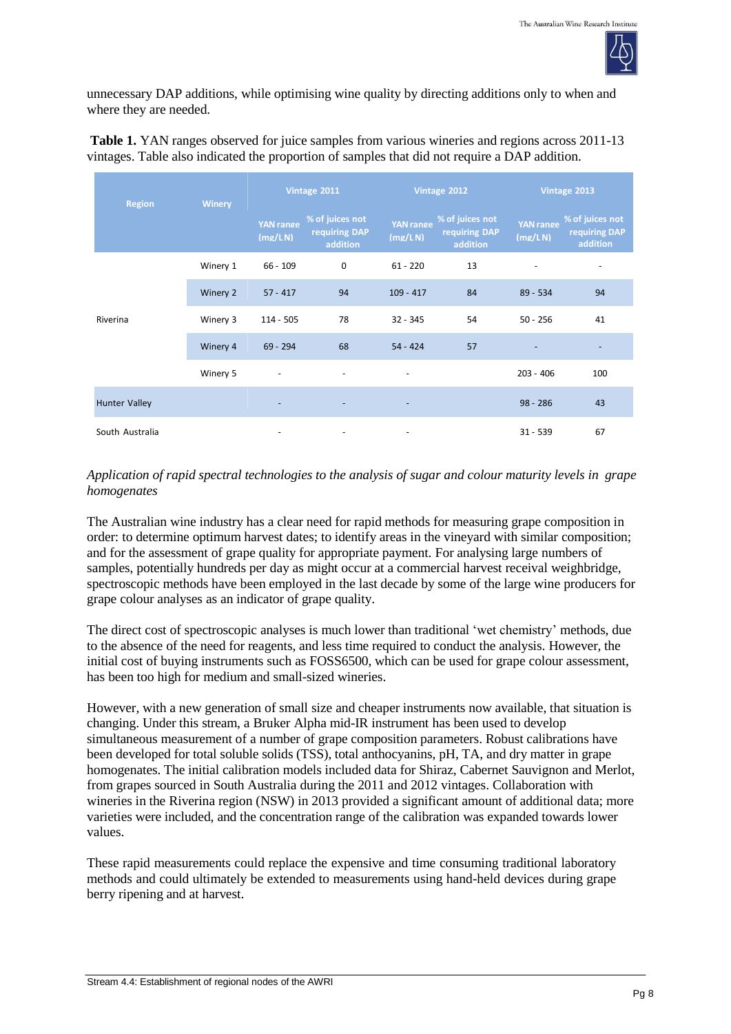unnecessary DAP additions, while optimising wine quality by directing additions only to when and where they are needed.

**Table 1.** YAN ranges observed for juice samples from various wineries and regions across 2011-13 vintages. Table also indicated the proportion of samples that did not require a DAP addition.

| Region | Winery | Vintage 2011 | | Vintage 2012 | | Vintage 2013 | |
|---|---|---|---|---|---|---|---|
| | | YAN range (mg/L N) | % of juices not requiring DAP addition | YAN range (mg/L N) | % of juices not requiring DAP addition | YAN range (mg/L N) | % of juices not requiring DAP addition |
| Riverina | Winery 1 | 66 - 109 | 0 | 61 - 220 | 13 | - | - |
| | Winery 2 | 57 - 417 | 94 | 109 - 417 | 84 | 89 - 534 | 94 |
| | Winery 3 | 114 - 505 | 78 | 32 - 345 | 54 | 50 - 256 | 41 |
| | Winery 4 | 69 - 294 | 68 | 54 - 424 | 57 | - | - |
| | Winery 5 | - | - | - | | 203 - 406 | 100 |
| Hunter Valley | | - | - | - | | 98 - 286 | 43 |
| South Australia | | - | - | - | | 31 - 539 | 67 |

*Application of rapid spectral technologies to the analysis of sugar and colour maturity levels in grape homogenates*

The Australian wine industry has a clear need for rapid methods for measuring grape composition in order: to determine optimum harvest dates; to identify areas in the vineyard with similar composition; and for the assessment of grape quality for appropriate payment. For analysing large numbers of samples, potentially hundreds per day as might occur at a commercial harvest receival weighbridge, spectroscopic methods have been employed in the last decade by some of the large wine producers for grape colour analyses as an indicator of grape quality.

The direct cost of spectroscopic analyses is much lower than traditional 'wet chemistry' methods, due to the absence of the need for reagents, and less time required to conduct the analysis. However, the initial cost of buying instruments such as FOSS6500, which can be used for grape colour assessment, has been too high for medium and small-sized wineries.

However, with a new generation of small size and cheaper instruments now available, that situation is changing. Under this stream, a Bruker Alpha mid-IR instrument has been used to develop simultaneous measurement of a number of grape composition parameters. Robust calibrations have been developed for total soluble solids (TSS), total anthocyanins, pH, TA, and dry matter in grape homogenates. The initial calibration models included data for Shiraz, Cabernet Sauvignon and Merlot, from grapes sourced in South Australia during the 2011 and 2012 vintages. Collaboration with wineries in the Riverina region (NSW) in 2013 provided a significant amount of additional data; more varieties were included, and the concentration range of the calibration was expanded towards lower values.

These rapid measurements could replace the expensive and time consuming traditional laboratory methods and could ultimately be extended to measurements using hand-held devices during grape berry ripening and at harvest.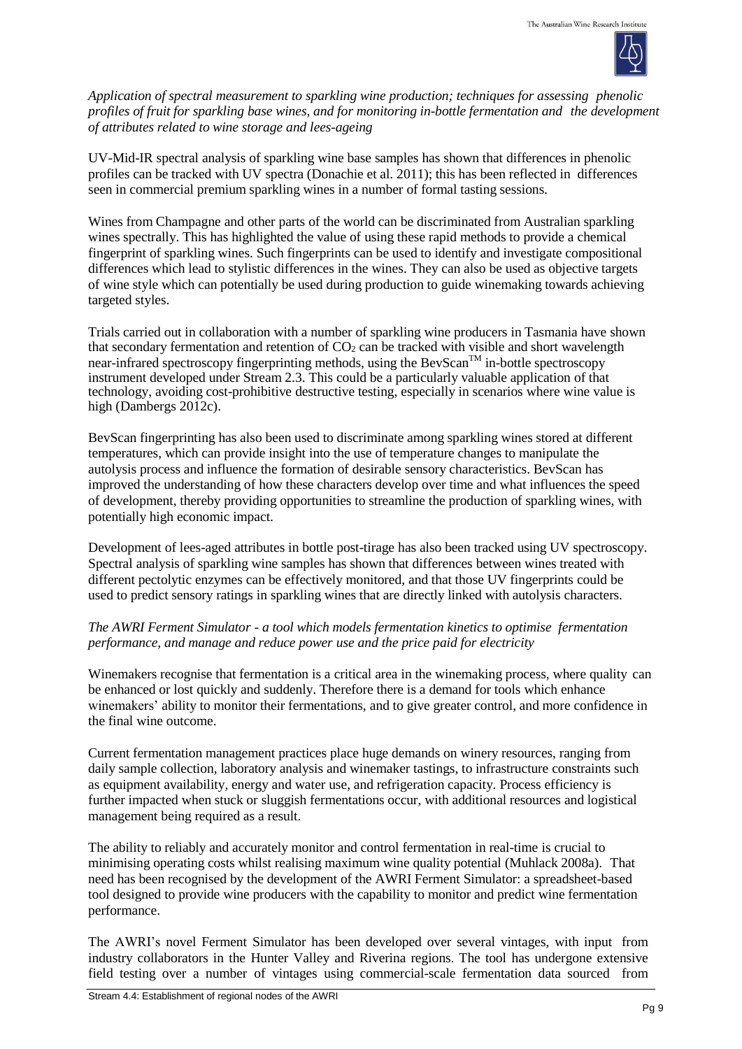*Application of spectral measurement to sparkling wine production; techniques for assessing phenolic profiles of fruit for sparkling base wines, and for monitoring in-bottle fermentation and the development of attributes related to wine storage and lees-ageing*

UV-Mid-IR spectral analysis of sparkling wine base samples has shown that differences in phenolic profiles can be tracked with UV spectra (Donachie et al. 2011); this has been reflected in differences seen in commercial premium sparkling wines in a number of formal tasting sessions.

Wines from Champagne and other parts of the world can be discriminated from Australian sparkling wines spectrally. This has highlighted the value of using these rapid methods to provide a chemical fingerprint of sparkling wines. Such fingerprints can be used to identify and investigate compositional differences which lead to stylistic differences in the wines. They can also be used as objective targets of wine style which can potentially be used during production to guide winemaking towards achieving targeted styles.

Trials carried out in collaboration with a number of sparkling wine producers in Tasmania have shown that secondary fermentation and retention of $CO_2$ can be tracked with visible and short wavelength near-infrared spectroscopy fingerprinting methods, using the BevScan™ in-bottle spectroscopy instrument developed under Stream 2.3. This could be a particularly valuable application of that technology, avoiding cost-prohibitive destructive testing, especially in scenarios where wine value is high (Dambergs 2012c).

BevScan fingerprinting has also been used to discriminate among sparkling wines stored at different temperatures, which can provide insight into the use of temperature changes to manipulate the autolysis process and influence the formation of desirable sensory characteristics. BevScan has improved the understanding of how these characters develop over time and what influences the speed of development, thereby providing opportunities to streamline the production of sparkling wines, with potentially high economic impact.

Development of lees-aged attributes in bottle post-tirage has also been tracked using UV spectroscopy. Spectral analysis of sparkling wine samples has shown that differences between wines treated with different pectolytic enzymes can be effectively monitored, and that those UV fingerprints could be used to predict sensory ratings in sparkling wines that are directly linked with autolysis characters.

*The AWRI Ferment Simulator - a tool which models fermentation kinetics to optimise fermentation performance, and manage and reduce power use and the price paid for electricity*

Winemakers recognise that fermentation is a critical area in the winemaking process, where quality can be enhanced or lost quickly and suddenly. Therefore there is a demand for tools which enhance winemakers' ability to monitor their fermentations, and to give greater control, and more confidence in the final wine outcome.

Current fermentation management practices place huge demands on winery resources, ranging from daily sample collection, laboratory analysis and winemaker tastings, to infrastructure constraints such as equipment availability, energy and water use, and refrigeration capacity. Process efficiency is further impacted when stuck or sluggish fermentations occur, with additional resources and logistical management being required as a result.

The ability to reliably and accurately monitor and control fermentation in real-time is crucial to minimising operating costs whilst realising maximum wine quality potential (Muhlack 2008a). That need has been recognised by the development of the AWRI Ferment Simulator: a spreadsheet-based tool designed to provide wine producers with the capability to monitor and predict wine fermentation performance.

The AWRI's novel Ferment Simulator has been developed over several vintages, with input from industry collaborators in the Hunter Valley and Riverina regions. The tool has undergone extensive field testing over a number of vintages using commercial-scale fermentation data sourced from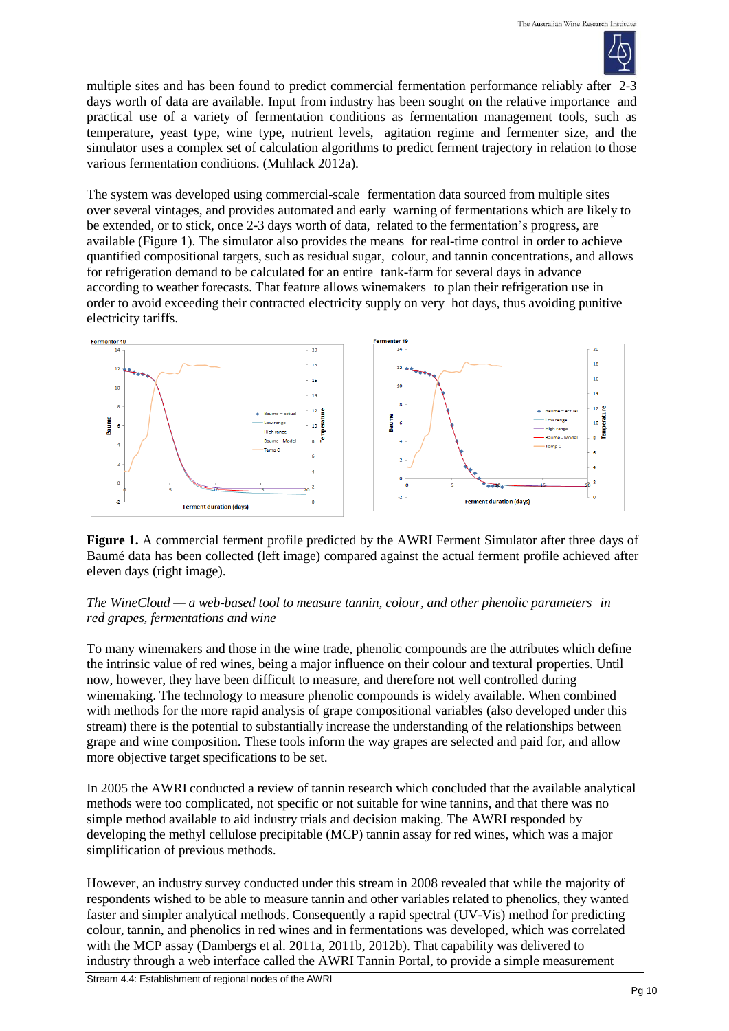multiple sites and has been found to predict commercial fermentation performance reliably after 2-3 days worth of data are available. Input from industry has been sought on the relative importance and practical use of a variety of fermentation conditions as fermentation management tools, such as temperature, yeast type, wine type, nutrient levels, agitation regime and fermenter size, and the simulator uses a complex set of calculation algorithms to predict ferment trajectory in relation to those various fermentation conditions. (Muhlack 2012a).

The system was developed using commercial-scale fermentation data sourced from multiple sites over several vintages, and provides automated and early warning of fermentations which are likely to be extended, or to stick, once 2-3 days worth of data, related to the fermentation's progress, are available (Figure 1). The simulator also provides the means for real-time control in order to achieve quantified compositional targets, such as residual sugar, colour, and tannin concentrations, and allows for refrigeration demand to be calculated for an entire tank-farm for several days in advance according to weather forecasts. That feature allows winemakers to plan their refrigeration use in order to avoid exceeding their contracted electricity supply on very hot days, thus avoiding punitive electricity tariffs.

**Figure 1.** A commercial ferment profile predicted by the AWRI Ferment Simulator after three days of Baumé data has been collected (left image) compared against the actual ferment profile achieved after eleven days (right image).

*The WineCloud — a web-based tool to measure tannin, colour, and other phenolic parameters in red grapes, fermentations and wine*

To many winemakers and those in the wine trade, phenolic compounds are the attributes which define the intrinsic value of red wines, being a major influence on their colour and textural properties. Until now, however, they have been difficult to measure, and therefore not well controlled during winemaking. The technology to measure phenolic compounds is widely available. When combined with methods for the more rapid analysis of grape compositional variables (also developed under this stream) there is the potential to substantially increase the understanding of the relationships between grape and wine composition. These tools inform the way grapes are selected and paid for, and allow more objective target specifications to be set.

In 2005 the AWRI conducted a review of tannin research which concluded that the available analytical methods were too complicated, not specific or not suitable for wine tannins, and that there was no simple method available to aid industry trials and decision making. The AWRI responded by developing the methyl cellulose precipitable (MCP) tannin assay for red wines, which was a major simplification of previous methods.

However, an industry survey conducted under this stream in 2008 revealed that while the majority of respondents wished to be able to measure tannin and other variables related to phenolics, they wanted faster and simpler analytical methods. Consequently a rapid spectral (UV-Vis) method for predicting colour, tannin, and phenolics in red wines and in fermentations was developed, which was correlated with the MCP assay (Dambergs et al. 2011a, 2011b, 2012b). That capability was delivered to industry through a web interface called the AWRI Tannin Portal, to provide a simple measurement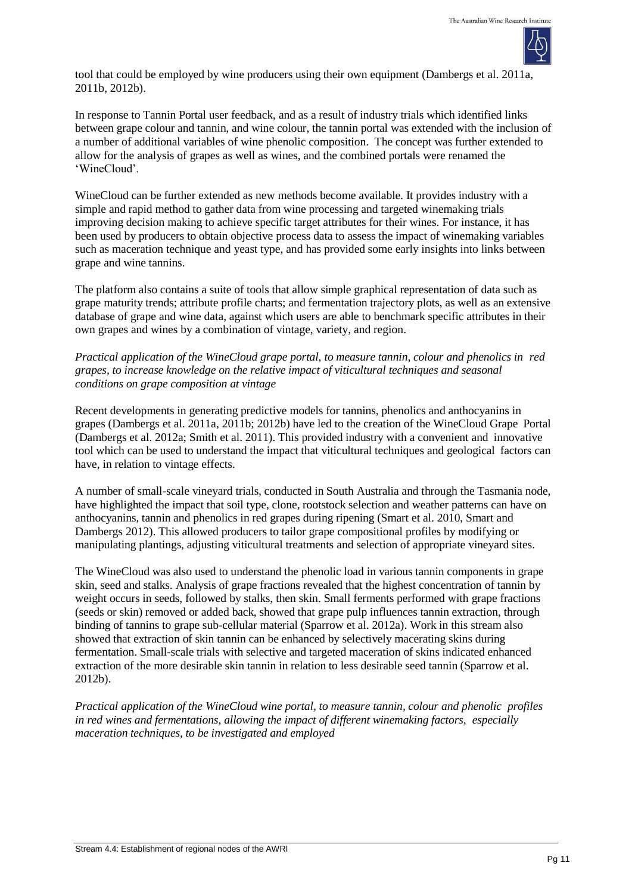tool that could be employed by wine producers using their own equipment (Dambergs et al. 2011a, 2011b, 2012b).

In response to Tannin Portal user feedback, and as a result of industry trials which identified links between grape colour and tannin, and wine colour, the tannin portal was extended with the inclusion of a number of additional variables of wine phenolic composition. The concept was further extended to allow for the analysis of grapes as well as wines, and the combined portals were renamed the 'WineCloud'.

WineCloud can be further extended as new methods become available. It provides industry with a simple and rapid method to gather data from wine processing and targeted winemaking trials improving decision making to achieve specific target attributes for their wines. For instance, it has been used by producers to obtain objective process data to assess the impact of winemaking variables such as maceration technique and yeast type, and has provided some early insights into links between grape and wine tannins.

The platform also contains a suite of tools that allow simple graphical representation of data such as grape maturity trends; attribute profile charts; and fermentation trajectory plots, as well as an extensive database of grape and wine data, against which users are able to benchmark specific attributes in their own grapes and wines by a combination of vintage, variety, and region.

*Practical application of the WineCloud grape portal, to measure tannin, colour and phenolics in red grapes, to increase knowledge on the relative impact of viticultural techniques and seasonal conditions on grape composition at vintage*

Recent developments in generating predictive models for tannins, phenolics and anthocyanins in grapes (Dambergs et al. 2011a, 2011b; 2012b) have led to the creation of the WineCloud Grape Portal (Dambergs et al. 2012a; Smith et al. 2011). This provided industry with a convenient and innovative tool which can be used to understand the impact that viticultural techniques and geological factors can have, in relation to vintage effects.

A number of small-scale vineyard trials, conducted in South Australia and through the Tasmania node, have highlighted the impact that soil type, clone, rootstock selection and weather patterns can have on anthocyanins, tannin and phenolics in red grapes during ripening (Smart et al. 2010, Smart and Dambergs 2012). This allowed producers to tailor grape compositional profiles by modifying or manipulating plantings, adjusting viticultural treatments and selection of appropriate vineyard sites.

The WineCloud was also used to understand the phenolic load in various tannin components in grape skin, seed and stalks. Analysis of grape fractions revealed that the highest concentration of tannin by weight occurs in seeds, followed by stalks, then skin. Small ferments performed with grape fractions (seeds or skin) removed or added back, showed that grape pulp influences tannin extraction, through binding of tannins to grape sub-cellular material (Sparrow et al. 2012a). Work in this stream also showed that extraction of skin tannin can be enhanced by selectively macerating skins during fermentation. Small-scale trials with selective and targeted maceration of skins indicated enhanced extraction of the more desirable skin tannin in relation to less desirable seed tannin (Sparrow et al. 2012b).

*Practical application of the WineCloud wine portal, to measure tannin, colour and phenolic profiles in red wines and fermentations, allowing the impact of different winemaking factors, especially maceration techniques, to be investigated and employed*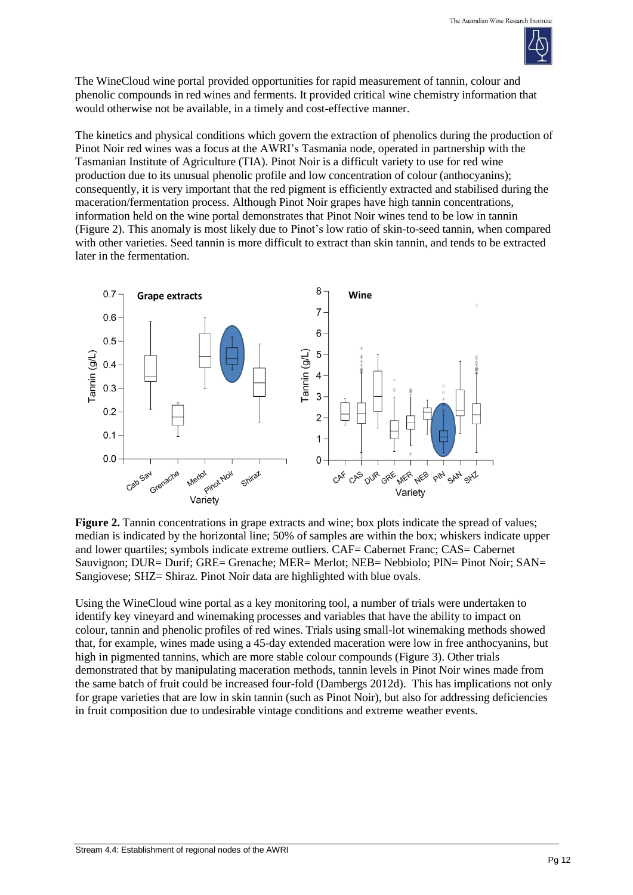The WineCloud wine portal provided opportunities for rapid measurement of tannin, colour and phenolic compounds in red wines and ferments. It provided critical wine chemistry information that would otherwise not be available, in a timely and cost-effective manner.

The kinetics and physical conditions which govern the extraction of phenolics during the production of Pinot Noir red wines was a focus at the AWRI's Tasmania node, operated in partnership with the Tasmanian Institute of Agriculture (TIA). Pinot Noir is a difficult variety to use for red wine production due to its unusual phenolic profile and low concentration of colour (anthocyanins); consequently, it is very important that the red pigment is efficiently extracted and stabilised during the maceration/fermentation process. Although Pinot Noir grapes have high tannin concentrations, information held on the wine portal demonstrates that Pinot Noir wines tend to be low in tannin (Figure 2). This anomaly is most likely due to Pinot's low ratio of skin-to-seed tannin, when compared with other varieties. Seed tannin is more difficult to extract than skin tannin, and tends to be extracted later in the fermentation.

**Figure 2.** Tannin concentrations in grape extracts and wine; box plots indicate the spread of values; median is indicated by the horizontal line; 50% of samples are within the box; whiskers indicate upper and lower quartiles; symbols indicate extreme outliers. CAF= Cabernet Franc; CAS= Cabernet Sauvignon; DUR= Durif; GRE= Grenache; MER= Merlot; NEB= Nebbiolo; PIN= Pinot Noir; SAN= Sangiovese; SHZ= Shiraz. Pinot Noir data are highlighted with blue ovals.

Using the WineCloud wine portal as a key monitoring tool, a number of trials were undertaken to identify key vineyard and winemaking processes and variables that have the ability to impact on colour, tannin and phenolic profiles of red wines. Trials using small-lot winemaking methods showed that, for example, wines made using a 45-day extended maceration were low in free anthocyanins, but high in pigmented tannins, which are more stable colour compounds (Figure 3). Other trials demonstrated that by manipulating maceration methods, tannin levels in Pinot Noir wines made from the same batch of fruit could be increased four-fold (Dambergs 2012d). This has implications not only for grape varieties that are low in skin tannin (such as Pinot Noir), but also for addressing deficiencies in fruit composition due to undesirable vintage conditions and extreme weather events.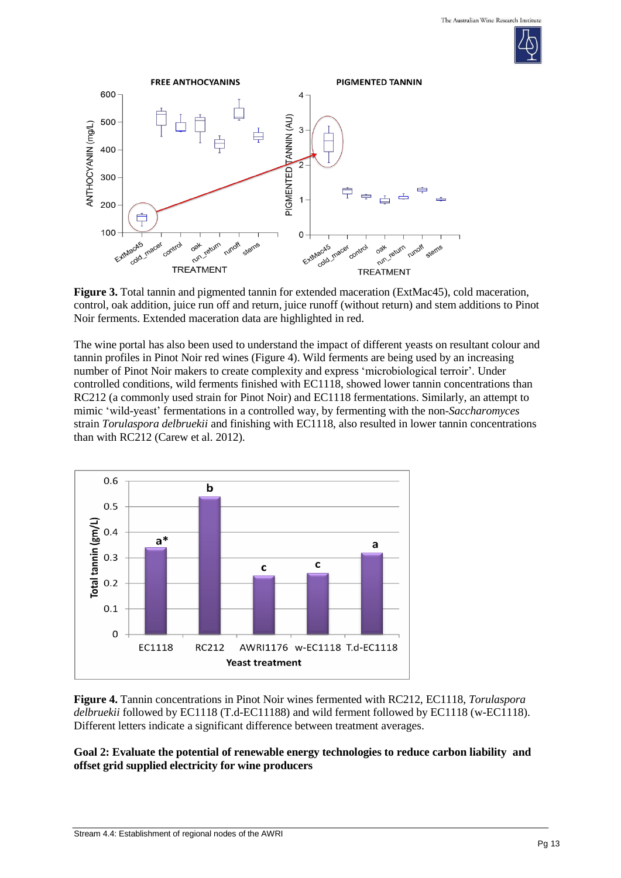**Figure 3.** Total tannin and pigmented tannin for extended maceration (ExtMac45), cold maceration, control, oak addition, juice run off and return, juice runoff (without return) and stem additions to Pinot Noir ferments. Extended maceration data are highlighted in red.

The wine portal has also been used to understand the impact of different yeasts on resultant colour and tannin profiles in Pinot Noir red wines (Figure 4). Wild ferments are being used by an increasing number of Pinot Noir makers to create complexity and express 'microbiological terroir'. Under controlled conditions, wild ferments finished with EC1118, showed lower tannin concentrations than RC212 (a commonly used strain for Pinot Noir) and EC1118 fermentations. Similarly, an attempt to mimic 'wild-yeast' fermentations in a controlled way, by fermenting with the non-*Saccharomyces* strain *Torulaspora delbruekii* and finishing with EC1118, also resulted in lower tannin concentrations than with RC212 (Carew et al. 2012).

**Figure 4.** Tannin concentrations in Pinot Noir wines fermented with RC212, EC1118, *Torulaspora delbruekii* followed by EC1118 (T.d-EC11188) and wild ferment followed by EC1118 (w-EC1118). Different letters indicate a significant difference between treatment averages.

**Goal 2: Evaluate the potential of renewable energy technologies to reduce carbon liability and offset grid supplied electricity for wine producers**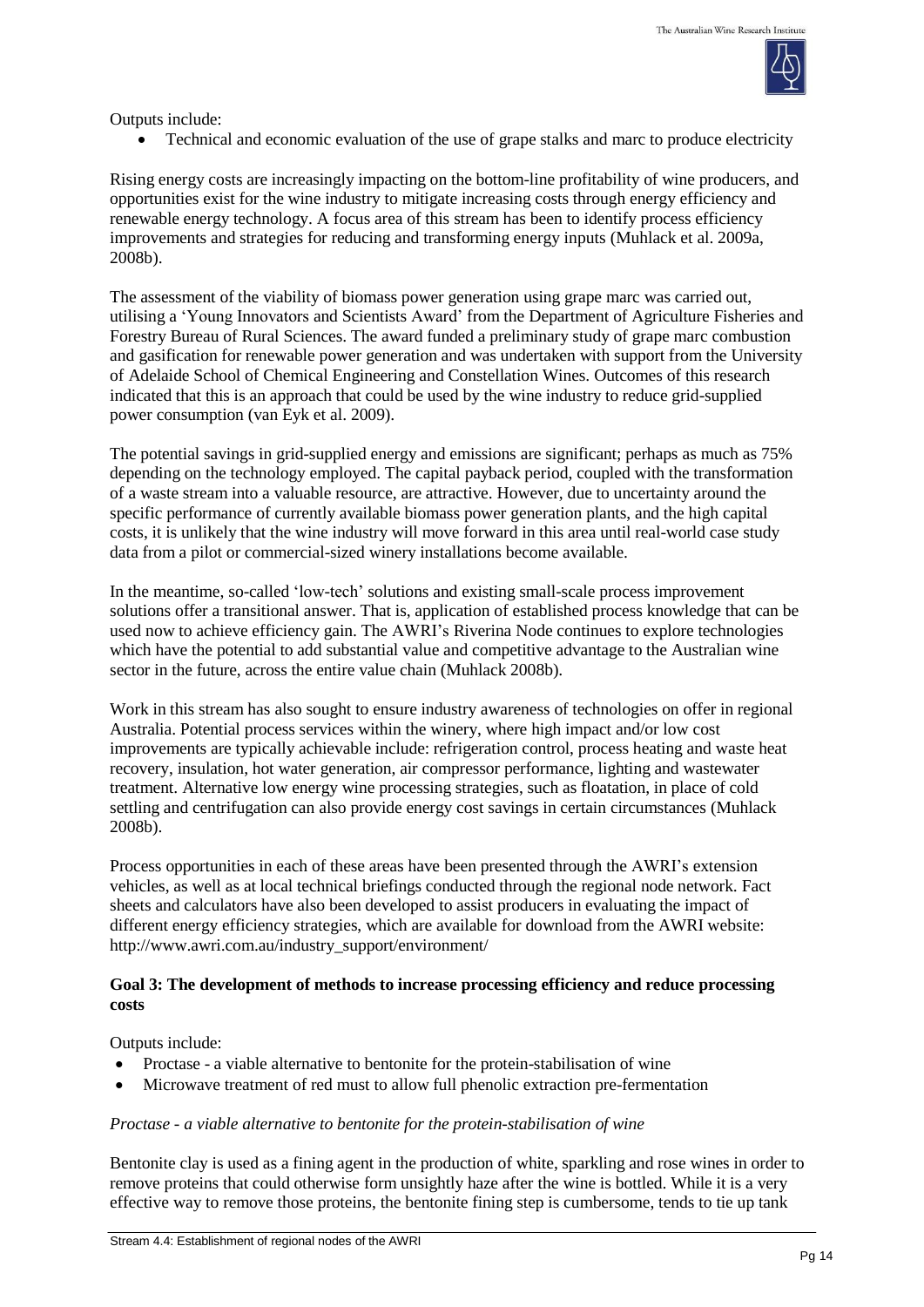Outputs include:

- Technical and economic evaluation of the use of grape stalks and marc to produce electricity

Rising energy costs are increasingly impacting on the bottom-line profitability of wine producers, and opportunities exist for the wine industry to mitigate increasing costs through energy efficiency and renewable energy technology. A focus area of this stream has been to identify process efficiency improvements and strategies for reducing and transforming energy inputs (Muhlack et al. 2009a, 2008b).

The assessment of the viability of biomass power generation using grape marc was carried out, utilising a 'Young Innovators and Scientists Award' from the Department of Agriculture Fisheries and Forestry Bureau of Rural Sciences. The award funded a preliminary study of grape marc combustion and gasification for renewable power generation and was undertaken with support from the University of Adelaide School of Chemical Engineering and Constellation Wines. Outcomes of this research indicated that this is an approach that could be used by the wine industry to reduce grid-supplied power consumption (van Eyk et al. 2009).

The potential savings in grid-supplied energy and emissions are significant; perhaps as much as 75% depending on the technology employed. The capital payback period, coupled with the transformation of a waste stream into a valuable resource, are attractive. However, due to uncertainty around the specific performance of currently available biomass power generation plants, and the high capital costs, it is unlikely that the wine industry will move forward in this area until real-world case study data from a pilot or commercial-sized winery installations become available.

In the meantime, so-called 'low-tech' solutions and existing small-scale process improvement solutions offer a transitional answer. That is, application of established process knowledge that can be used now to achieve efficiency gain. The AWRI's Riverina Node continues to explore technologies which have the potential to add substantial value and competitive advantage to the Australian wine sector in the future, across the entire value chain (Muhlack 2008b).

Work in this stream has also sought to ensure industry awareness of technologies on offer in regional Australia. Potential process services within the winery, where high impact and/or low cost improvements are typically achievable include: refrigeration control, process heating and waste heat recovery, insulation, hot water generation, air compressor performance, lighting and wastewater treatment. Alternative low energy wine processing strategies, such as floatation, in place of cold settling and centrifugation can also provide energy cost savings in certain circumstances (Muhlack 2008b).

Process opportunities in each of these areas have been presented through the AWRI's extension vehicles, as well as at local technical briefings conducted through the regional node network. Fact sheets and calculators have also been developed to assist producers in evaluating the impact of different energy efficiency strategies, which are available for download from the AWRI website: http://www.awri.com.au/industry_support/environment/

**Goal 3: The development of methods to increase processing efficiency and reduce processing costs**

Outputs include:

- Proctase - a viable alternative to bentonite for the protein-stabilisation of wine
- Microwave treatment of red must to allow full phenolic extraction pre-fermentation

*Proctase - a viable alternative to bentonite for the protein-stabilisation of wine*

Bentonite clay is used as a fining agent in the production of white, sparkling and rose wines in order to remove proteins that could otherwise form unsightly haze after the wine is bottled. While it is a very effective way to remove those proteins, the bentonite fining step is cumbersome, tends to tie up tank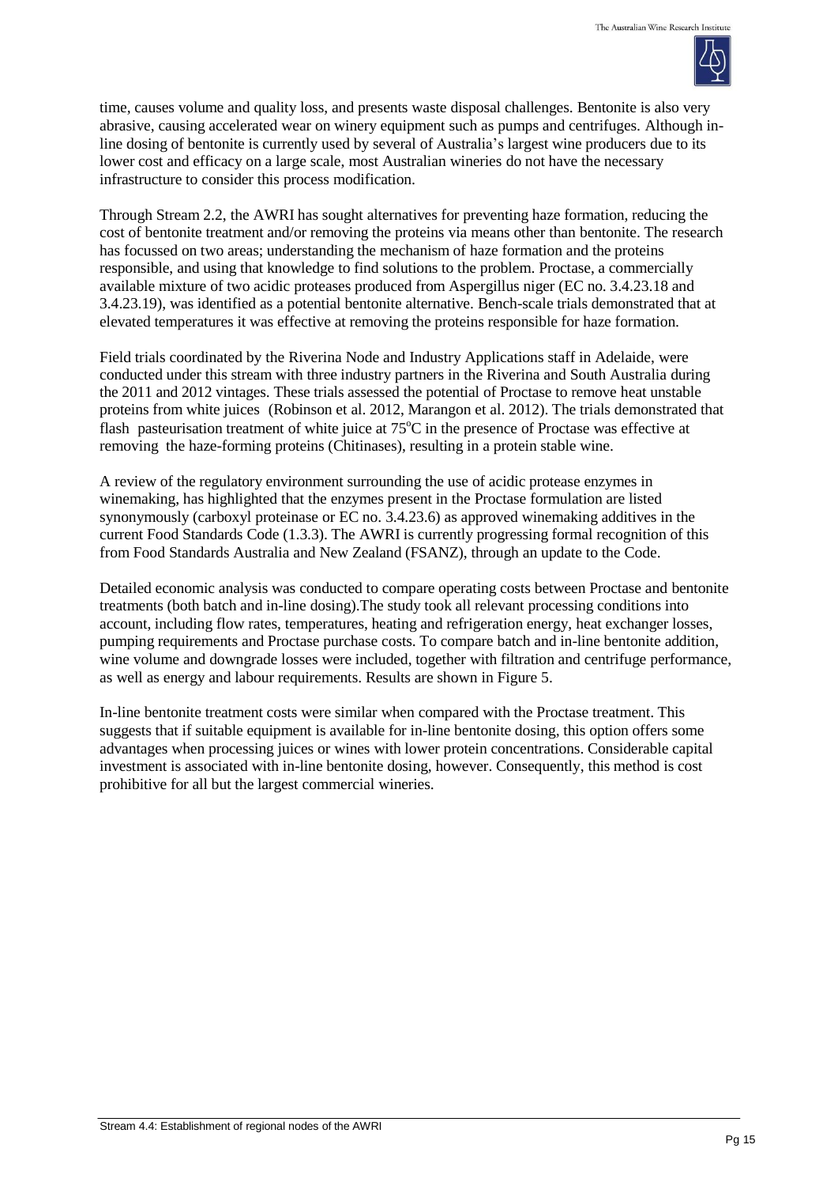time, causes volume and quality loss, and presents waste disposal challenges. Bentonite is also very abrasive, causing accelerated wear on winery equipment such as pumps and centrifuges. Although in-line dosing of bentonite is currently used by several of Australia's largest wine producers due to its lower cost and efficacy on a large scale, most Australian wineries do not have the necessary infrastructure to consider this process modification.

Through Stream 2.2, the AWRI has sought alternatives for preventing haze formation, reducing the cost of bentonite treatment and/or removing the proteins via means other than bentonite. The research has focussed on two areas; understanding the mechanism of haze formation and the proteins responsible, and using that knowledge to find solutions to the problem. Proctase, a commercially available mixture of two acidic proteases produced from Aspergillus niger (EC no. 3.4.23.18 and 3.4.23.19), was identified as a potential bentonite alternative. Bench-scale trials demonstrated that at elevated temperatures it was effective at removing the proteins responsible for haze formation.

Field trials coordinated by the Riverina Node and Industry Applications staff in Adelaide, were conducted under this stream with three industry partners in the Riverina and South Australia during the 2011 and 2012 vintages. These trials assessed the potential of Proctase to remove heat unstable proteins from white juices (Robinson et al. 2012, Marangon et al. 2012). The trials demonstrated that flash pasteurisation treatment of white juice at 75°C in the presence of Proctase was effective at removing the haze-forming proteins (Chitinases), resulting in a protein stable wine.

A review of the regulatory environment surrounding the use of acidic protease enzymes in winemaking, has highlighted that the enzymes present in the Proctase formulation are listed synonymously (carboxyl proteinase or EC no. 3.4.23.6) as approved winemaking additives in the current Food Standards Code (1.3.3). The AWRI is currently progressing formal recognition of this from Food Standards Australia and New Zealand (FSANZ), through an update to the Code.

Detailed economic analysis was conducted to compare operating costs between Proctase and bentonite treatments (both batch and in-line dosing).The study took all relevant processing conditions into account, including flow rates, temperatures, heating and refrigeration energy, heat exchanger losses, pumping requirements and Proctase purchase costs. To compare batch and in-line bentonite addition, wine volume and downgrade losses were included, together with filtration and centrifuge performance, as well as energy and labour requirements. Results are shown in Figure 5.

In-line bentonite treatment costs were similar when compared with the Proctase treatment. This suggests that if suitable equipment is available for in-line bentonite dosing, this option offers some advantages when processing juices or wines with lower protein concentrations. Considerable capital investment is associated with in-line bentonite dosing, however. Consequently, this method is cost prohibitive for all but the largest commercial wineries.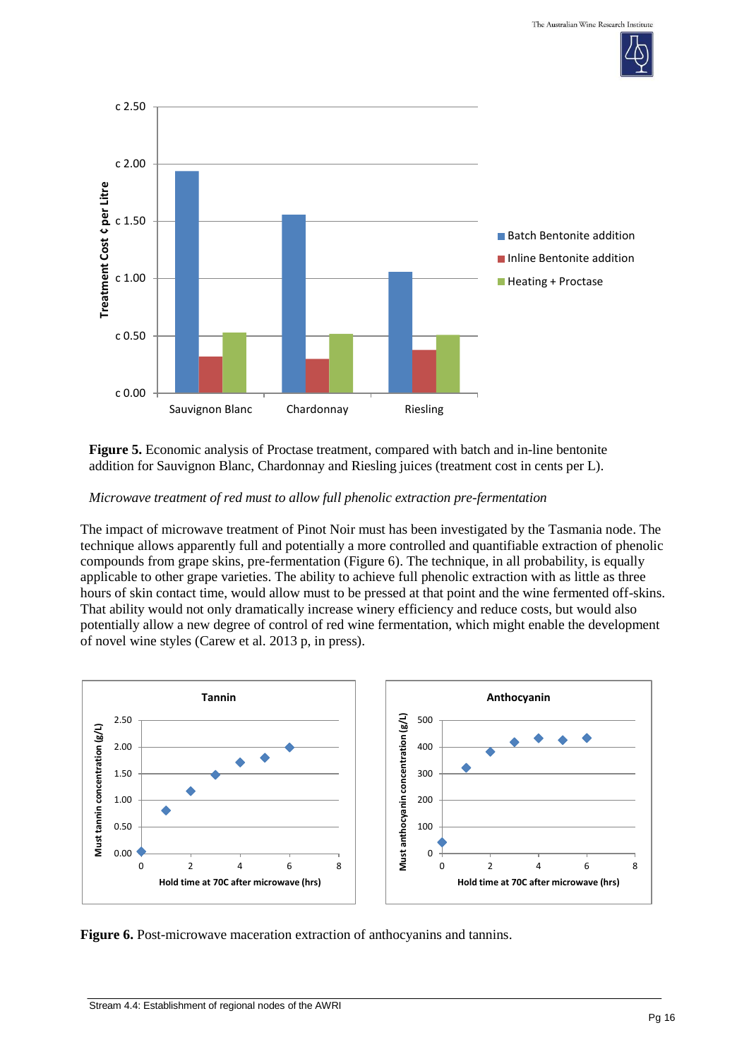**Figure 5.** Economic analysis of Proctase treatment, compared with batch and in-line bentonite addition for Sauvignon Blanc, Chardonnay and Riesling juices (treatment cost in cents per L).

*Microwave treatment of red must to allow full phenolic extraction pre-fermentation*

The impact of microwave treatment of Pinot Noir must has been investigated by the Tasmania node. The technique allows apparently full and potentially a more controlled and quantifiable extraction of phenolic compounds from grape skins, pre-fermentation (Figure 6). The technique, in all probability, is equally applicable to other grape varieties. The ability to achieve full phenolic extraction with as little as three hours of skin contact time, would allow must to be pressed at that point and the wine fermented off-skins. That ability would not only dramatically increase winery efficiency and reduce costs, but would also potentially allow a new degree of control of red wine fermentation, which might enable the development of novel wine styles (Carew et al. 2013 p, in press).

**Figure 6.** Post-microwave maceration extraction of anthocyanins and tannins.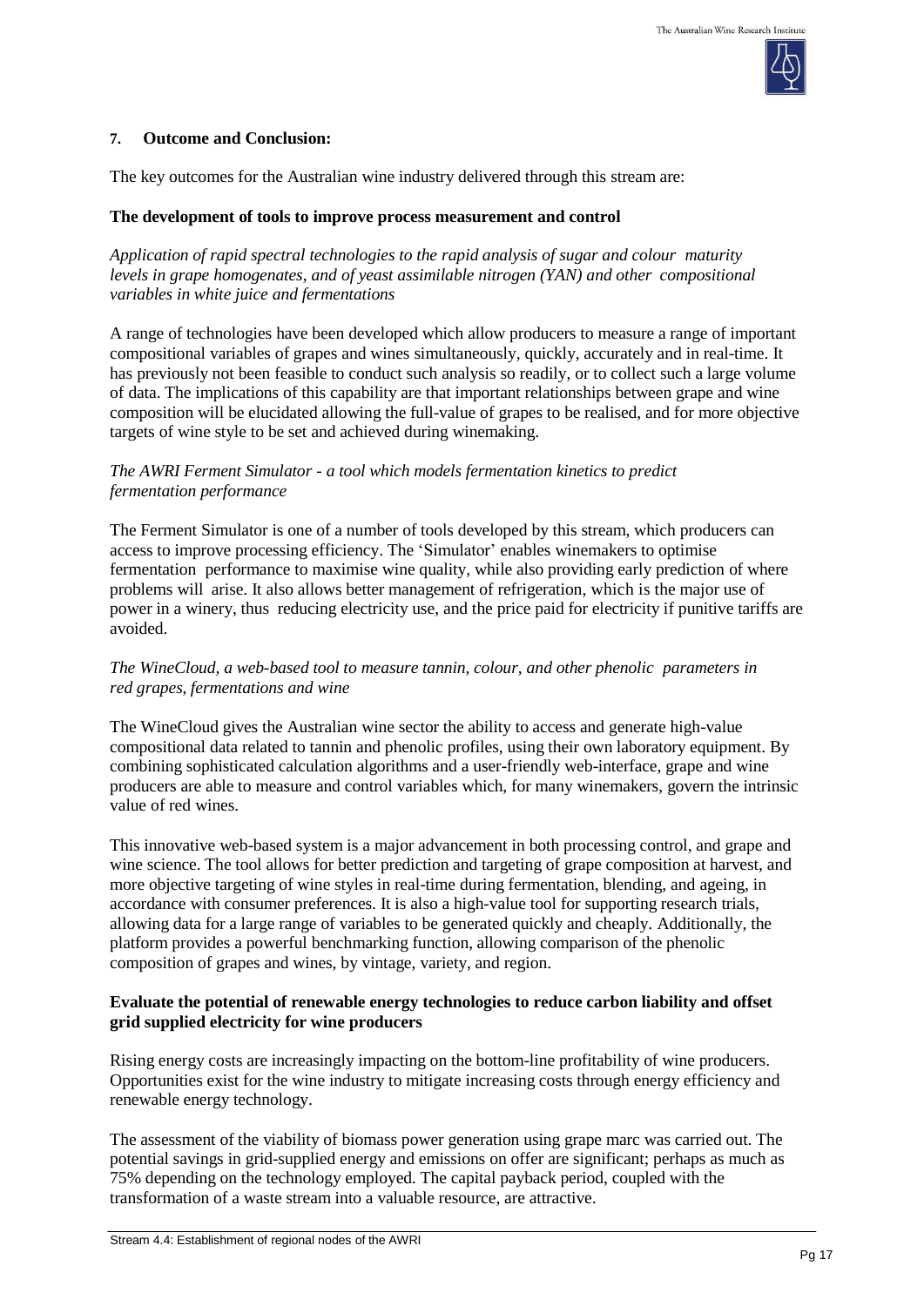## 7. Outcome and Conclusion:

The key outcomes for the Australian wine industry delivered through this stream are:

**The development of tools to improve process measurement and control**

*Application of rapid spectral technologies to the rapid analysis of sugar and colour maturity levels in grape homogenates, and of yeast assimilable nitrogen (YAN) and other compositional variables in white juice and fermentations*

A range of technologies have been developed which allow producers to measure a range of important compositional variables of grapes and wines simultaneously, quickly, accurately and in real-time. It has previously not been feasible to conduct such analysis so readily, or to collect such a large volume of data. The implications of this capability are that important relationships between grape and wine composition will be elucidated allowing the full-value of grapes to be realised, and for more objective targets of wine style to be set and achieved during winemaking.

*The AWRI Ferment Simulator - a tool which models fermentation kinetics to predict fermentation performance*

The Ferment Simulator is one of a number of tools developed by this stream, which producers can access to improve processing efficiency. The 'Simulator' enables winemakers to optimise fermentation performance to maximise wine quality, while also providing early prediction of where problems will arise. It also allows better management of refrigeration, which is the major use of power in a winery, thus reducing electricity use, and the price paid for electricity if punitive tariffs are avoided.

*The WineCloud, a web-based tool to measure tannin, colour, and other phenolic parameters in red grapes, fermentations and wine*

The WineCloud gives the Australian wine sector the ability to access and generate high-value compositional data related to tannin and phenolic profiles, using their own laboratory equipment. By combining sophisticated calculation algorithms and a user-friendly web-interface, grape and wine producers are able to measure and control variables which, for many winemakers, govern the intrinsic value of red wines.

This innovative web-based system is a major advancement in both processing control, and grape and wine science. The tool allows for better prediction and targeting of grape composition at harvest, and more objective targeting of wine styles in real-time during fermentation, blending, and ageing, in accordance with consumer preferences. It is also a high-value tool for supporting research trials, allowing data for a large range of variables to be generated quickly and cheaply. Additionally, the platform provides a powerful benchmarking function, allowing comparison of the phenolic composition of grapes and wines, by vintage, variety, and region.

**Evaluate the potential of renewable energy technologies to reduce carbon liability and offset grid supplied electricity for wine producers**

Rising energy costs are increasingly impacting on the bottom-line profitability of wine producers. Opportunities exist for the wine industry to mitigate increasing costs through energy efficiency and renewable energy technology.

The assessment of the viability of biomass power generation using grape marc was carried out. The potential savings in grid-supplied energy and emissions on offer are significant; perhaps as much as 75% depending on the technology employed. The capital payback period, coupled with the transformation of a waste stream into a valuable resource, are attractive.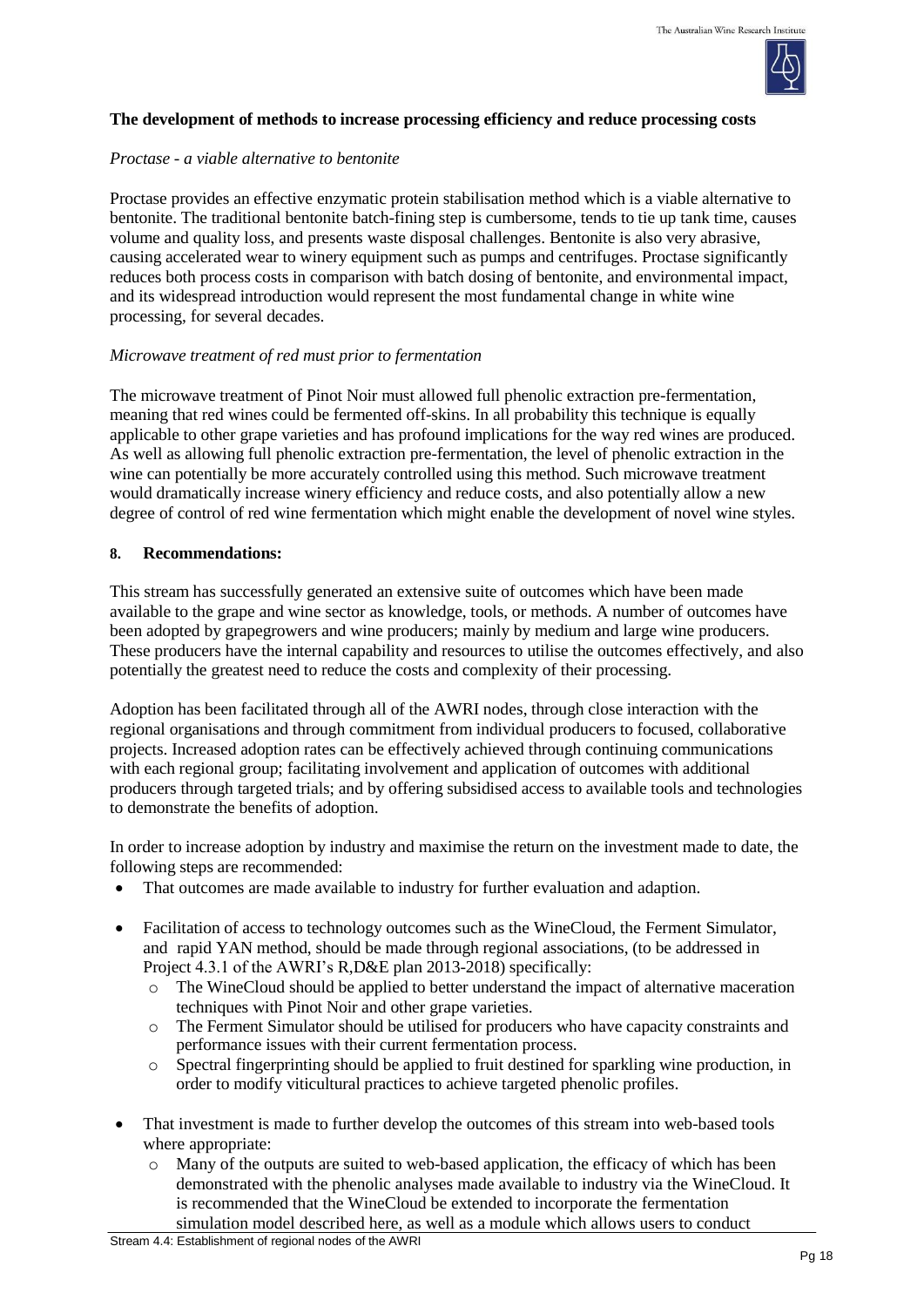**The development of methods to increase processing efficiency and reduce processing costs**

*Proctase - a viable alternative to bentonite*

Proctase provides an effective enzymatic protein stabilisation method which is a viable alternative to bentonite. The traditional bentonite batch-fining step is cumbersome, tends to tie up tank time, causes volume and quality loss, and presents waste disposal challenges. Bentonite is also very abrasive, causing accelerated wear to winery equipment such as pumps and centrifuges. Proctase significantly reduces both process costs in comparison with batch dosing of bentonite, and environmental impact, and its widespread introduction would represent the most fundamental change in white wine processing, for several decades.

*Microwave treatment of red must prior to fermentation*

The microwave treatment of Pinot Noir must allowed full phenolic extraction pre-fermentation, meaning that red wines could be fermented off-skins. In all probability this technique is equally applicable to other grape varieties and has profound implications for the way red wines are produced. As well as allowing full phenolic extraction pre-fermentation, the level of phenolic extraction in the wine can potentially be more accurately controlled using this method. Such microwave treatment would dramatically increase winery efficiency and reduce costs, and also potentially allow a new degree of control of red wine fermentation which might enable the development of novel wine styles.

## 8. Recommendations:

This stream has successfully generated an extensive suite of outcomes which have been made available to the grape and wine sector as knowledge, tools, or methods. A number of outcomes have been adopted by grapegrowers and wine producers; mainly by medium and large wine producers. These producers have the internal capability and resources to utilise the outcomes effectively, and also potentially the greatest need to reduce the costs and complexity of their processing.

Adoption has been facilitated through all of the AWRI nodes, through close interaction with the regional organisations and through commitment from individual producers to focused, collaborative projects. Increased adoption rates can be effectively achieved through continuing communications with each regional group; facilitating involvement and application of outcomes with additional producers through targeted trials; and by offering subsidised access to available tools and technologies to demonstrate the benefits of adoption.

In order to increase adoption by industry and maximise the return on the investment made to date, the following steps are recommended:

- That outcomes are made available to industry for further evaluation and adaption.
- Facilitation of access to technology outcomes such as the WineCloud, the Ferment Simulator, and rapid YAN method, should be made through regional associations, (to be addressed in Project 4.3.1 of the AWRI's R,D&E plan 2013-2018) specifically:
  - The WineCloud should be applied to better understand the impact of alternative maceration techniques with Pinot Noir and other grape varieties.
  - The Ferment Simulator should be utilised for producers who have capacity constraints and performance issues with their current fermentation process.
  - Spectral fingerprinting should be applied to fruit destined for sparkling wine production, in order to modify viticultural practices to achieve targeted phenolic profiles.
- That investment is made to further develop the outcomes of this stream into web-based tools where appropriate:
  - Many of the outputs are suited to web-based application, the efficacy of which has been demonstrated with the phenolic analyses made available to industry via the WineCloud. It is recommended that the WineCloud be extended to incorporate the fermentation simulation model described here, as well as a module which allows users to conduct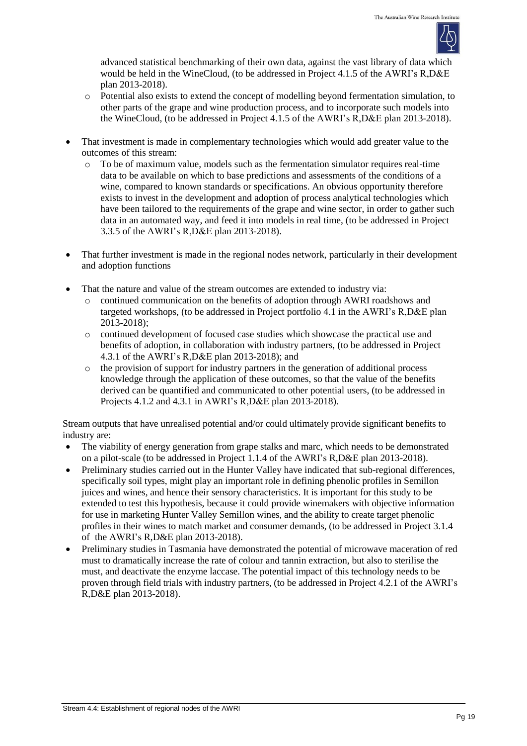- advanced statistical benchmarking of their own data, against the vast library of data which would be held in the WineCloud, (to be addressed in Project 4.1.5 of the AWRI's R,D&E plan 2013-2018).
  - Potential also exists to extend the concept of modelling beyond fermentation simulation, to other parts of the grape and wine production process, and to incorporate such models into the WineCloud, (to be addressed in Project 4.1.5 of the AWRI's R,D&E plan 2013-2018).

- That investment is made in complementary technologies which would add greater value to the outcomes of this stream:
  - To be of maximum value, models such as the fermentation simulator requires real-time data to be available on which to base predictions and assessments of the conditions of a wine, compared to known standards or specifications. An obvious opportunity therefore exists to invest in the development and adoption of process analytical technologies which have been tailored to the requirements of the grape and wine sector, in order to gather such data in an automated way, and feed it into models in real time, (to be addressed in Project 3.3.5 of the AWRI's R,D&E plan 2013-2018).

- That further investment is made in the regional nodes network, particularly in their development and adoption functions

- That the nature and value of the stream outcomes are extended to industry via:
  - continued communication on the benefits of adoption through AWRI roadshows and targeted workshops, (to be addressed in Project portfolio 4.1 in the AWRI's R,D&E plan 2013-2018);
  - continued development of focused case studies which showcase the practical use and benefits of adoption, in collaboration with industry partners, (to be addressed in Project 4.3.1 of the AWRI's R,D&E plan 2013-2018); and
  - the provision of support for industry partners in the generation of additional process knowledge through the application of these outcomes, so that the value of the benefits derived can be quantified and communicated to other potential users, (to be addressed in Projects 4.1.2 and 4.3.1 in AWRI's R,D&E plan 2013-2018).

Stream outputs that have unrealised potential and/or could ultimately provide significant benefits to industry are:

- The viability of energy generation from grape stalks and marc, which needs to be demonstrated on a pilot-scale (to be addressed in Project 1.1.4 of the AWRI's R,D&E plan 2013-2018).
- Preliminary studies carried out in the Hunter Valley have indicated that sub-regional differences, specifically soil types, might play an important role in defining phenolic profiles in Semillon juices and wines, and hence their sensory characteristics. It is important for this study to be extended to test this hypothesis, because it could provide winemakers with objective information for use in marketing Hunter Valley Semillon wines, and the ability to create target phenolic profiles in their wines to match market and consumer demands, (to be addressed in Project 3.1.4 of the AWRI's R,D&E plan 2013-2018).
- Preliminary studies in Tasmania have demonstrated the potential of microwave maceration of red must to dramatically increase the rate of colour and tannin extraction, but also to sterilise the must, and deactivate the enzyme laccase. The potential impact of this technology needs to be proven through field trials with industry partners, (to be addressed in Project 4.2.1 of the AWRI's R,D&E plan 2013-2018).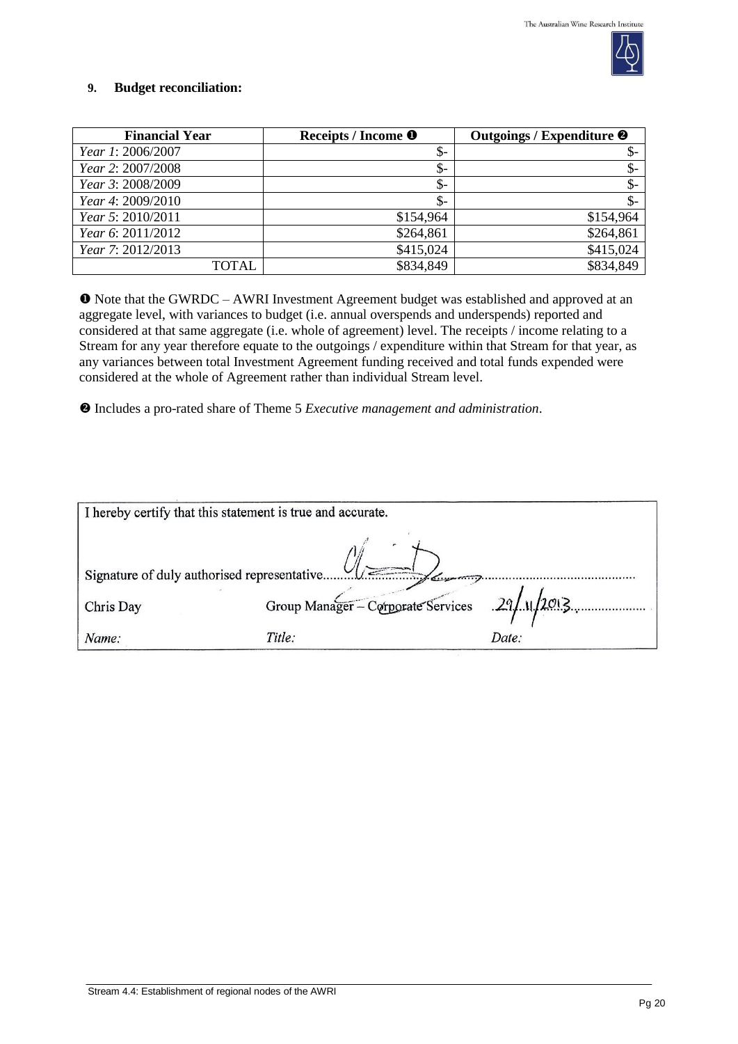**9. Budget reconciliation:**

| Financial Year | Receipts / Income ❶ | Outgoings / Expenditure ❷ |
|---|---|---|
| *Year 1*: 2006/2007 | $- | $- |
| *Year 2*: 2007/2008 | $- | $- |
| *Year 3*: 2008/2009 | $- | $- |
| *Year 4*: 2009/2010 | $- | $- |
| *Year 5*: 2010/2011 | $154,964 | $154,964 |
| *Year 6*: 2011/2012 | $264,861 | $264,861 |
| *Year 7*: 2012/2013 | $415,024 | $415,024 |
| TOTAL | $834,849 | $834,849 |

❶ Note that the GWRDC – AWRI Investment Agreement budget was established and approved at an aggregate level, with variances to budget (i.e. annual overspends and underspends) reported and considered at that same aggregate (i.e. whole of agreement) level. The receipts / income relating to a Stream for any year therefore equate to the outgoings / expenditure within that Stream for that year, as any variances between total Investment Agreement funding received and total funds expended were considered at the whole of Agreement rather than individual Stream level.

❷ Includes a pro-rated share of Theme 5 *Executive management and administration*.

I hereby certify that this statement is true and accurate.

Signature of duly authorised representative...............................................

| Chris Day | Group Manager – Corporate Services | 29/11/2013 |
|---|---|---|
| *Name:* | *Title:* | *Date:* |

Stream 4.4: Establishment of regional nodes of the AWRI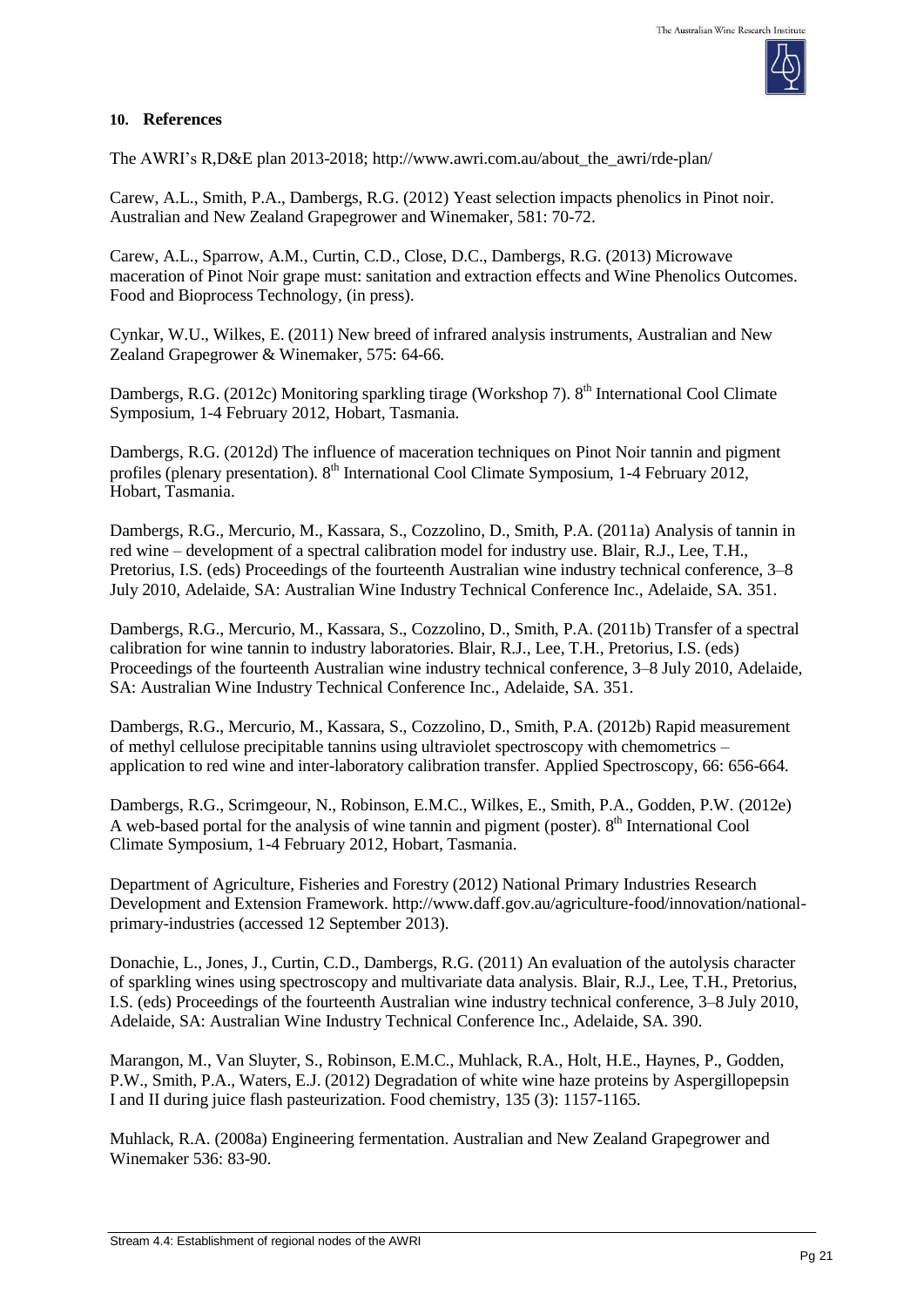## 10. References

The AWRI's R,D&E plan 2013-2018; http://www.awri.com.au/about_the_awri/rde-plan/

Carew, A.L., Smith, P.A., Dambergs, R.G. (2012) Yeast selection impacts phenolics in Pinot noir. Australian and New Zealand Grapegrower and Winemaker, 581: 70-72.

Carew, A.L., Sparrow, A.M., Curtin, C.D., Close, D.C., Dambergs, R.G. (2013) Microwave maceration of Pinot Noir grape must: sanitation and extraction effects and Wine Phenolics Outcomes. Food and Bioprocess Technology, (in press).

Cynkar, W.U., Wilkes, E. (2011) New breed of infrared analysis instruments, Australian and New Zealand Grapegrower & Winemaker, 575: 64-66.

Dambergs, R.G. (2012c) Monitoring sparkling tirage (Workshop 7). 8th International Cool Climate Symposium, 1-4 February 2012, Hobart, Tasmania.

Dambergs, R.G. (2012d) The influence of maceration techniques on Pinot Noir tannin and pigment profiles (plenary presentation). 8th International Cool Climate Symposium, 1-4 February 2012, Hobart, Tasmania.

Dambergs, R.G., Mercurio, M., Kassara, S., Cozzolino, D., Smith, P.A. (2011a) Analysis of tannin in red wine – development of a spectral calibration model for industry use. Blair, R.J., Lee, T.H., Pretorius, I.S. (eds) Proceedings of the fourteenth Australian wine industry technical conference, 3–8 July 2010, Adelaide, SA: Australian Wine Industry Technical Conference Inc., Adelaide, SA. 351.

Dambergs, R.G., Mercurio, M., Kassara, S., Cozzolino, D., Smith, P.A. (2011b) Transfer of a spectral calibration for wine tannin to industry laboratories. Blair, R.J., Lee, T.H., Pretorius, I.S. (eds) Proceedings of the fourteenth Australian wine industry technical conference, 3–8 July 2010, Adelaide, SA: Australian Wine Industry Technical Conference Inc., Adelaide, SA. 351.

Dambergs, R.G., Mercurio, M., Kassara, S., Cozzolino, D., Smith, P.A. (2012b) Rapid measurement of methyl cellulose precipitable tannins using ultraviolet spectroscopy with chemometrics – application to red wine and inter-laboratory calibration transfer. Applied Spectroscopy, 66: 656-664.

Dambergs, R.G., Scrimgeour, N., Robinson, E.M.C., Wilkes, E., Smith, P.A., Godden, P.W. (2012e) A web-based portal for the analysis of wine tannin and pigment (poster). 8th International Cool Climate Symposium, 1-4 February 2012, Hobart, Tasmania.

Department of Agriculture, Fisheries and Forestry (2012) National Primary Industries Research Development and Extension Framework. http://www.daff.gov.au/agriculture-food/innovation/national-primary-industries (accessed 12 September 2013).

Donachie, L., Jones, J., Curtin, C.D., Dambergs, R.G. (2011) An evaluation of the autolysis character of sparkling wines using spectroscopy and multivariate data analysis. Blair, R.J., Lee, T.H., Pretorius, I.S. (eds) Proceedings of the fourteenth Australian wine industry technical conference, 3–8 July 2010, Adelaide, SA: Australian Wine Industry Technical Conference Inc., Adelaide, SA. 390.

Marangon, M., Van Sluyter, S., Robinson, E.M.C., Muhlack, R.A., Holt, H.E., Haynes, P., Godden, P.W., Smith, P.A., Waters, E.J. (2012) Degradation of white wine haze proteins by Aspergillopepsin I and II during juice flash pasteurization. Food chemistry, 135 (3): 1157-1165.

Muhlack, R.A. (2008a) Engineering fermentation. Australian and New Zealand Grapegrower and Winemaker 536: 83-90.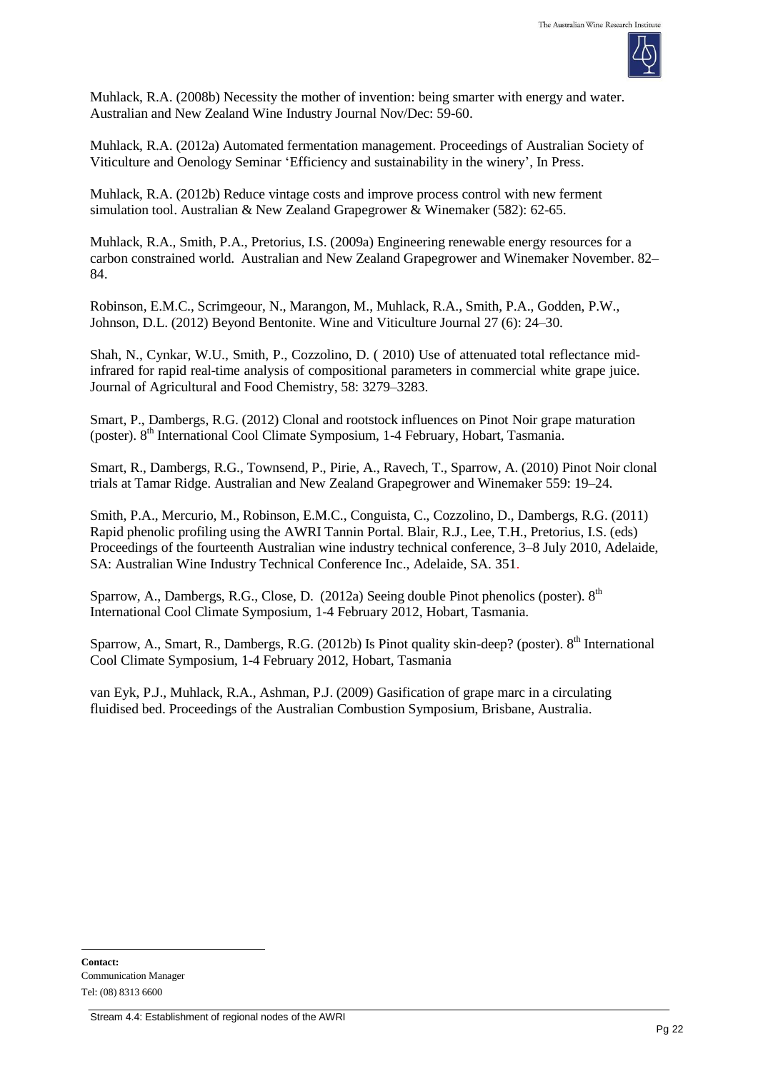Muhlack, R.A. (2008b) Necessity the mother of invention: being smarter with energy and water. Australian and New Zealand Wine Industry Journal Nov/Dec: 59-60.

Muhlack, R.A. (2012a) Automated fermentation management. Proceedings of Australian Society of Viticulture and Oenology Seminar 'Efficiency and sustainability in the winery', In Press.

Muhlack, R.A. (2012b) Reduce vintage costs and improve process control with new ferment simulation tool. Australian & New Zealand Grapegrower & Winemaker (582): 62-65.

Muhlack, R.A., Smith, P.A., Pretorius, I.S. (2009a) Engineering renewable energy resources for a carbon constrained world. Australian and New Zealand Grapegrower and Winemaker November. 82–84.

Robinson, E.M.C., Scrimgeour, N., Marangon, M., Muhlack, R.A., Smith, P.A., Godden, P.W., Johnson, D.L. (2012) Beyond Bentonite. Wine and Viticulture Journal 27 (6): 24–30.

Shah, N., Cynkar, W.U., Smith, P., Cozzolino, D. ( 2010) Use of attenuated total reflectance mid-infrared for rapid real-time analysis of compositional parameters in commercial white grape juice. Journal of Agricultural and Food Chemistry, 58: 3279–3283.

Smart, P., Dambergs, R.G. (2012) Clonal and rootstock influences on Pinot Noir grape maturation (poster). 8th International Cool Climate Symposium, 1-4 February, Hobart, Tasmania.

Smart, R., Dambergs, R.G., Townsend, P., Pirie, A., Ravech, T., Sparrow, A. (2010) Pinot Noir clonal trials at Tamar Ridge. Australian and New Zealand Grapegrower and Winemaker 559: 19–24.

Smith, P.A., Mercurio, M., Robinson, E.M.C., Conguista, C., Cozzolino, D., Dambergs, R.G. (2011) Rapid phenolic profiling using the AWRI Tannin Portal. Blair, R.J., Lee, T.H., Pretorius, I.S. (eds) Proceedings of the fourteenth Australian wine industry technical conference, 3–8 July 2010, Adelaide, SA: Australian Wine Industry Technical Conference Inc., Adelaide, SA. 351.

Sparrow, A., Dambergs, R.G., Close, D. (2012a) Seeing double Pinot phenolics (poster). 8th International Cool Climate Symposium, 1-4 February 2012, Hobart, Tasmania.

Sparrow, A., Smart, R., Dambergs, R.G. (2012b) Is Pinot quality skin-deep? (poster). 8th International Cool Climate Symposium, 1-4 February 2012, Hobart, Tasmania

van Eyk, P.J., Muhlack, R.A., Ashman, P.J. (2009) Gasification of grape marc in a circulating fluidised bed. Proceedings of the Australian Combustion Symposium, Brisbane, Australia.

**Contact:**
Communication Manager
Tel: (08) 8313 6600